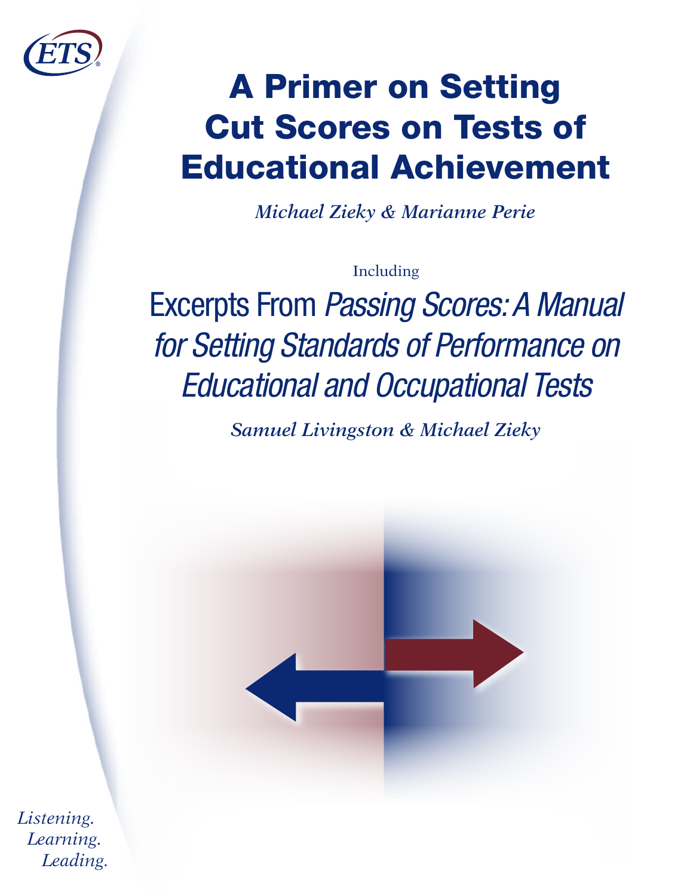ETS

# A Primer on Setting Cut Scores on Tests of Educational Achievement

*Michael Zieky & Marianne Perie*

Including

## Excerpts From *Passing Scores: A Manual for Setting Standards of Performance on Educational and Occupational Tests*

*Samuel Livingston & Michael Zieky*

*Listening. Learning. Leading.*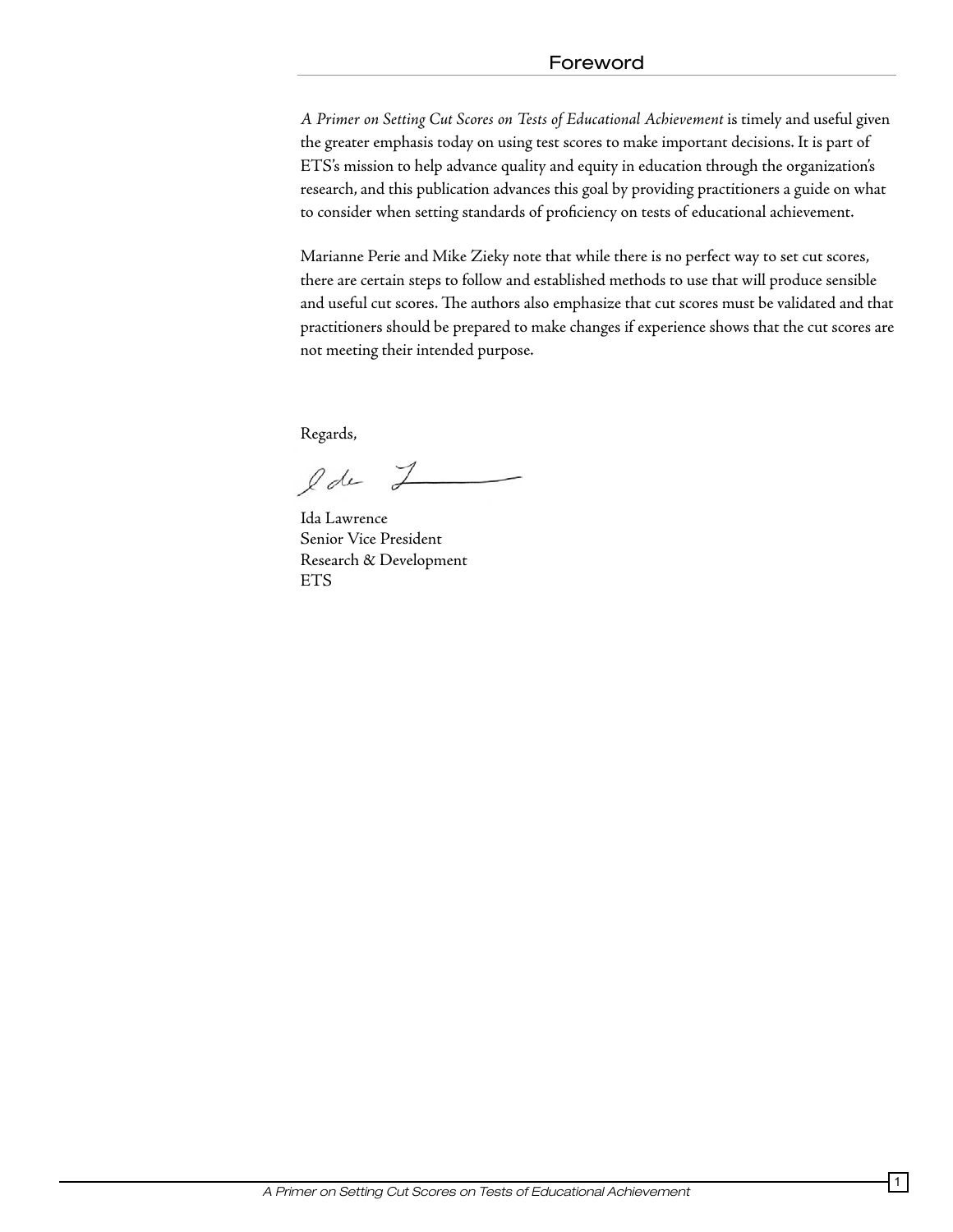## Foreword

*A Primer on Setting Cut Scores on Tests of Educational Achievement* is timely and useful given the greater emphasis today on using test scores to make important decisions. It is part of ETS's mission to help advance quality and equity in education through the organization's research, and this publication advances this goal by providing practitioners a guide on what to consider when setting standards of proficiency on tests of educational achievement.

Marianne Perie and Mike Zieky note that while there is no perfect way to set cut scores, there are certain steps to follow and established methods to use that will produce sensible and useful cut scores. The authors also emphasize that cut scores must be validated and that practitioners should be prepared to make changes if experience shows that the cut scores are not meeting their intended purpose.

Regards,

Ida Lawrence
Senior Vice President
Research & Development
ETS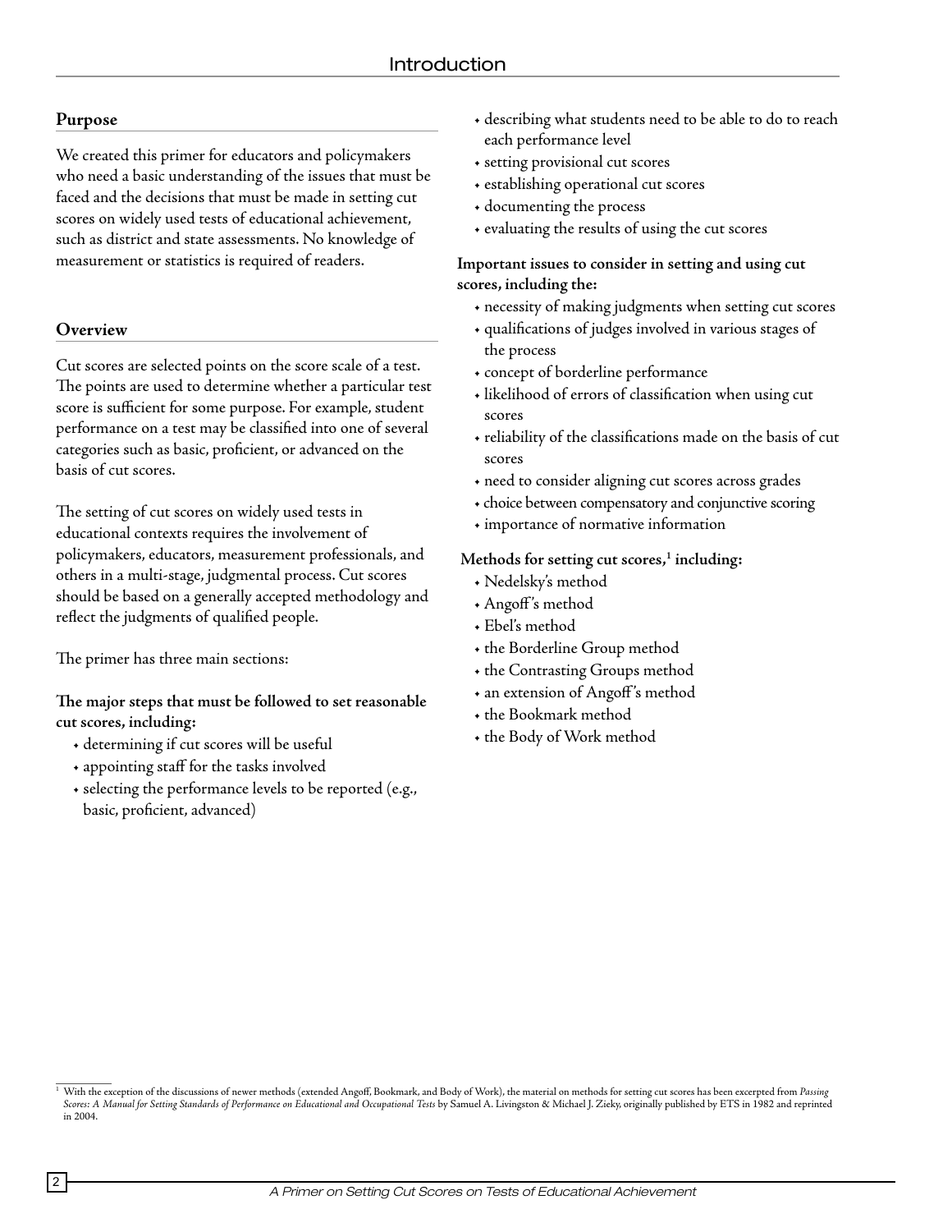# Introduction

## Purpose

We created this primer for educators and policymakers who need a basic understanding of the issues that must be faced and the decisions that must be made in setting cut scores on widely used tests of educational achievement, such as district and state assessments. No knowledge of measurement or statistics is required of readers.

## Overview

Cut scores are selected points on the score scale of a test. The points are used to determine whether a particular test score is sufficient for some purpose. For example, student performance on a test may be classified into one of several categories such as basic, proficient, or advanced on the basis of cut scores.

The setting of cut scores on widely used tests in educational contexts requires the involvement of policymakers, educators, measurement professionals, and others in a multi-stage, judgmental process. Cut scores should be based on a generally accepted methodology and reflect the judgments of qualified people.

The primer has three main sections:

**The major steps that must be followed to set reasonable cut scores, including:**

- determining if cut scores will be useful
- appointing staff for the tasks involved
- selecting the performance levels to be reported (e.g., basic, proficient, advanced)
- describing what students need to be able to do to reach each performance level
- setting provisional cut scores
- establishing operational cut scores
- documenting the process
- evaluating the results of using the cut scores

**Important issues to consider in setting and using cut scores, including the:**

- necessity of making judgments when setting cut scores
- qualifications of judges involved in various stages of the process
- concept of borderline performance
- likelihood of errors of classification when using cut scores
- reliability of the classifications made on the basis of cut scores
- need to consider aligning cut scores across grades
- choice between compensatory and conjunctive scoring
- importance of normative information

**Methods for setting cut scores,[1] including:**

- Nedelsky's method
- Angoff's method
- Ebel's method
- the Borderline Group method
- the Contrasting Groups method
- an extension of Angoff's method
- the Bookmark method
- the Body of Work method

[1] With the exception of the discussions of newer methods (extended Angoff, Bookmark, and Body of Work), the material on methods for setting cut scores has been excerpted from *Passing Scores: A Manual for Setting Standards of Performance on Educational and Occupational Tests* by Samuel A. Livingston & Michael J. Zieky, originally published by ETS in 1982 and reprinted in 2004.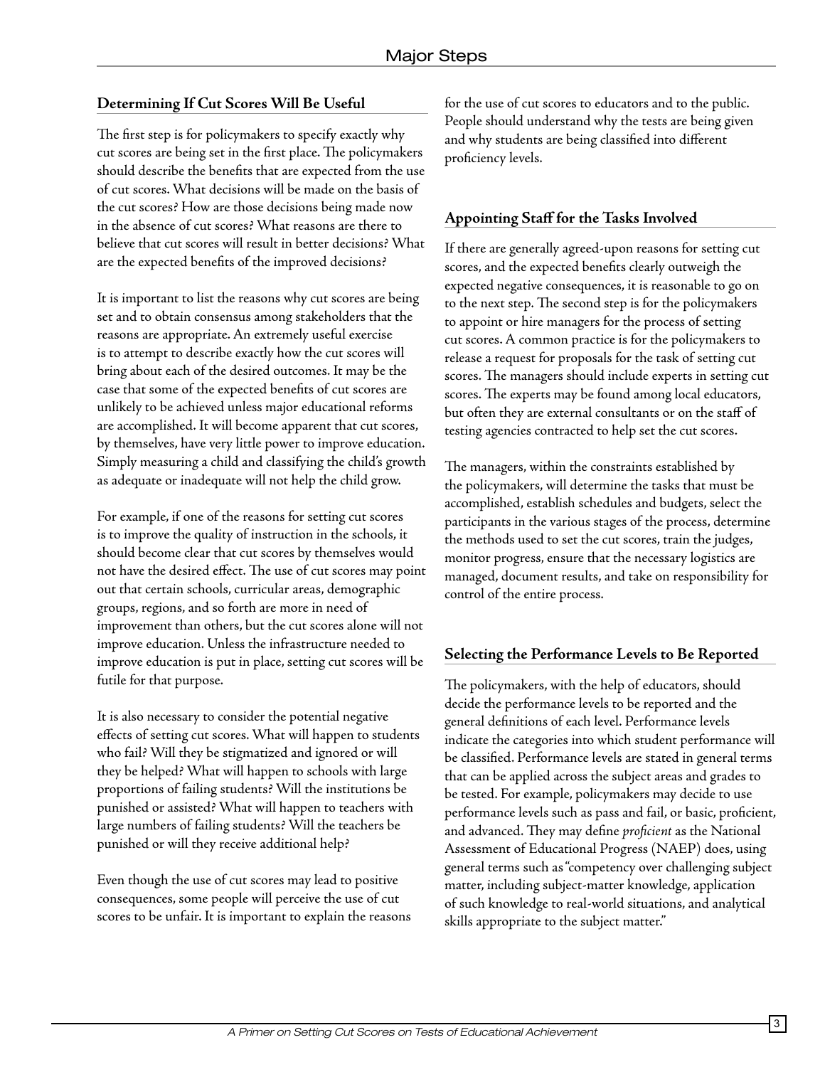# Major Steps

## Determining If Cut Scores Will Be Useful

The first step is for policymakers to specify exactly why cut scores are being set in the first place. The policymakers should describe the benefits that are expected from the use of cut scores. What decisions will be made on the basis of the cut scores? How are those decisions being made now in the absence of cut scores? What reasons are there to believe that cut scores will result in better decisions? What are the expected benefits of the improved decisions?

It is important to list the reasons why cut scores are being set and to obtain consensus among stakeholders that the reasons are appropriate. An extremely useful exercise is to attempt to describe exactly how the cut scores will bring about each of the desired outcomes. It may be the case that some of the expected benefits of cut scores are unlikely to be achieved unless major educational reforms are accomplished. It will become apparent that cut scores, by themselves, have very little power to improve education. Simply measuring a child and classifying the child's growth as adequate or inadequate will not help the child grow.

For example, if one of the reasons for setting cut scores is to improve the quality of instruction in the schools, it should become clear that cut scores by themselves would not have the desired effect. The use of cut scores may point out that certain schools, curricular areas, demographic groups, regions, and so forth are more in need of improvement than others, but the cut scores alone will not improve education. Unless the infrastructure needed to improve education is put in place, setting cut scores will be futile for that purpose.

It is also necessary to consider the potential negative effects of setting cut scores. What will happen to students who fail? Will they be stigmatized and ignored or will they be helped? What will happen to schools with large proportions of failing students? Will the institutions be punished or assisted? What will happen to teachers with large numbers of failing students? Will the teachers be punished or will they receive additional help?

Even though the use of cut scores may lead to positive consequences, some people will perceive the use of cut scores to be unfair. It is important to explain the reasons for the use of cut scores to educators and to the public. People should understand why the tests are being given and why students are being classified into different proficiency levels.

## Appointing Staff for the Tasks Involved

If there are generally agreed-upon reasons for setting cut scores, and the expected benefits clearly outweigh the expected negative consequences, it is reasonable to go on to the next step. The second step is for the policymakers to appoint or hire managers for the process of setting cut scores. A common practice is for the policymakers to release a request for proposals for the task of setting cut scores. The managers should include experts in setting cut scores. The experts may be found among local educators, but often they are external consultants or on the staff of testing agencies contracted to help set the cut scores.

The managers, within the constraints established by the policymakers, will determine the tasks that must be accomplished, establish schedules and budgets, select the participants in the various stages of the process, determine the methods used to set the cut scores, train the judges, monitor progress, ensure that the necessary logistics are managed, document results, and take on responsibility for control of the entire process.

## Selecting the Performance Levels to Be Reported

The policymakers, with the help of educators, should decide the performance levels to be reported and the general definitions of each level. Performance levels indicate the categories into which student performance will be classified. Performance levels are stated in general terms that can be applied across the subject areas and grades to be tested. For example, policymakers may decide to use performance levels such as pass and fail, or basic, proficient, and advanced. They may define *proficient* as the National Assessment of Educational Progress (NAEP) does, using general terms such as "competency over challenging subject matter, including subject-matter knowledge, application of such knowledge to real-world situations, and analytical skills appropriate to the subject matter."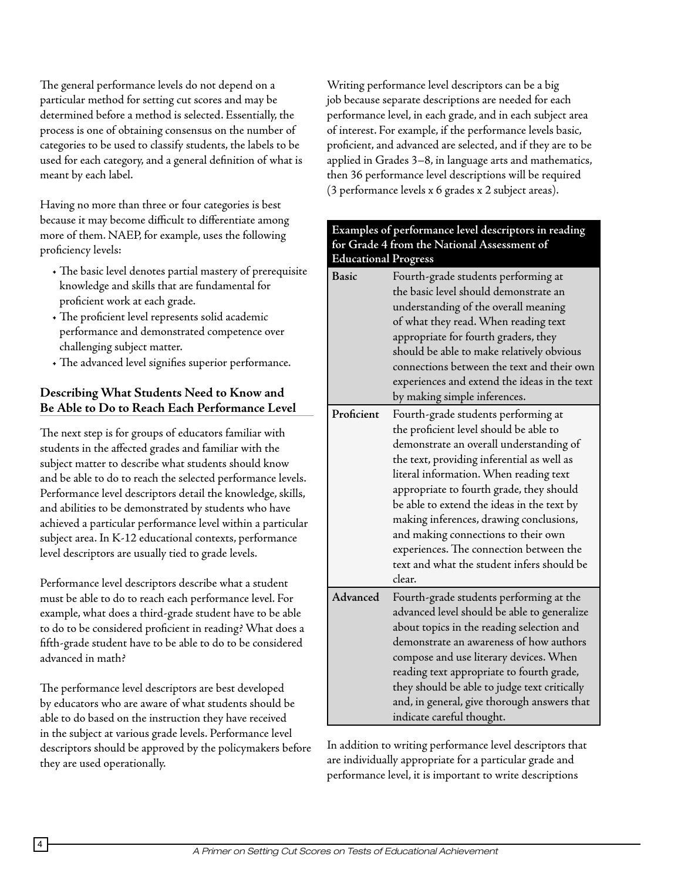The general performance levels do not depend on a particular method for setting cut scores and may be determined before a method is selected. Essentially, the process is one of obtaining consensus on the number of categories to be used to classify students, the labels to be used for each category, and a general definition of what is meant by each label.

Having no more than three or four categories is best because it may become difficult to differentiate among more of them. NAEP, for example, uses the following proficiency levels:

- The basic level denotes partial mastery of prerequisite knowledge and skills that are fundamental for proficient work at each grade.
- The proficient level represents solid academic performance and demonstrated competence over challenging subject matter.
- The advanced level signifies superior performance.

## Describing What Students Need to Know and Be Able to Do to Reach Each Performance Level

The next step is for groups of educators familiar with students in the affected grades and familiar with the subject matter to describe what students should know and be able to do to reach the selected performance levels. Performance level descriptors detail the knowledge, skills, and abilities to be demonstrated by students who have achieved a particular performance level within a particular subject area. In K-12 educational contexts, performance level descriptors are usually tied to grade levels.

Performance level descriptors describe what a student must be able to do to reach each performance level. For example, what does a third-grade student have to be able to do to be considered proficient in reading? What does a fifth-grade student have to be able to do to be considered advanced in math?

The performance level descriptors are best developed by educators who are aware of what students should be able to do based on the instruction they have received in the subject at various grade levels. Performance level descriptors should be approved by the policymakers before they are used operationally.

Writing performance level descriptors can be a big job because separate descriptions are needed for each performance level, in each grade, and in each subject area of interest. For example, if the performance levels basic, proficient, and advanced are selected, and if they are to be applied in Grades 3–8, in language arts and mathematics, then 36 performance level descriptions will be required (3 performance levels x 6 grades x 2 subject areas).

**Examples of performance level descriptors in reading for Grade 4 from the National Assessment of Educational Progress**

| Level | Descriptor |
| --- | --- |
| **Basic** | Fourth-grade students performing at the basic level should demonstrate an understanding of the overall meaning of what they read. When reading text appropriate for fourth graders, they should be able to make relatively obvious connections between the text and their own experiences and extend the ideas in the text by making simple inferences. |
| **Proficient** | Fourth-grade students performing at the proficient level should be able to demonstrate an overall understanding of the text, providing inferential as well as literal information. When reading text appropriate to fourth grade, they should be able to extend the ideas in the text by making inferences, drawing conclusions, and making connections to their own experiences. The connection between the text and what the student infers should be clear. |
| **Advanced** | Fourth-grade students performing at the advanced level should be able to generalize about topics in the reading selection and demonstrate an awareness of how authors compose and use literary devices. When reading text appropriate to fourth grade, they should be able to judge text critically and, in general, give thorough answers that indicate careful thought. |

In addition to writing performance level descriptors that are individually appropriate for a particular grade and performance level, it is important to write descriptions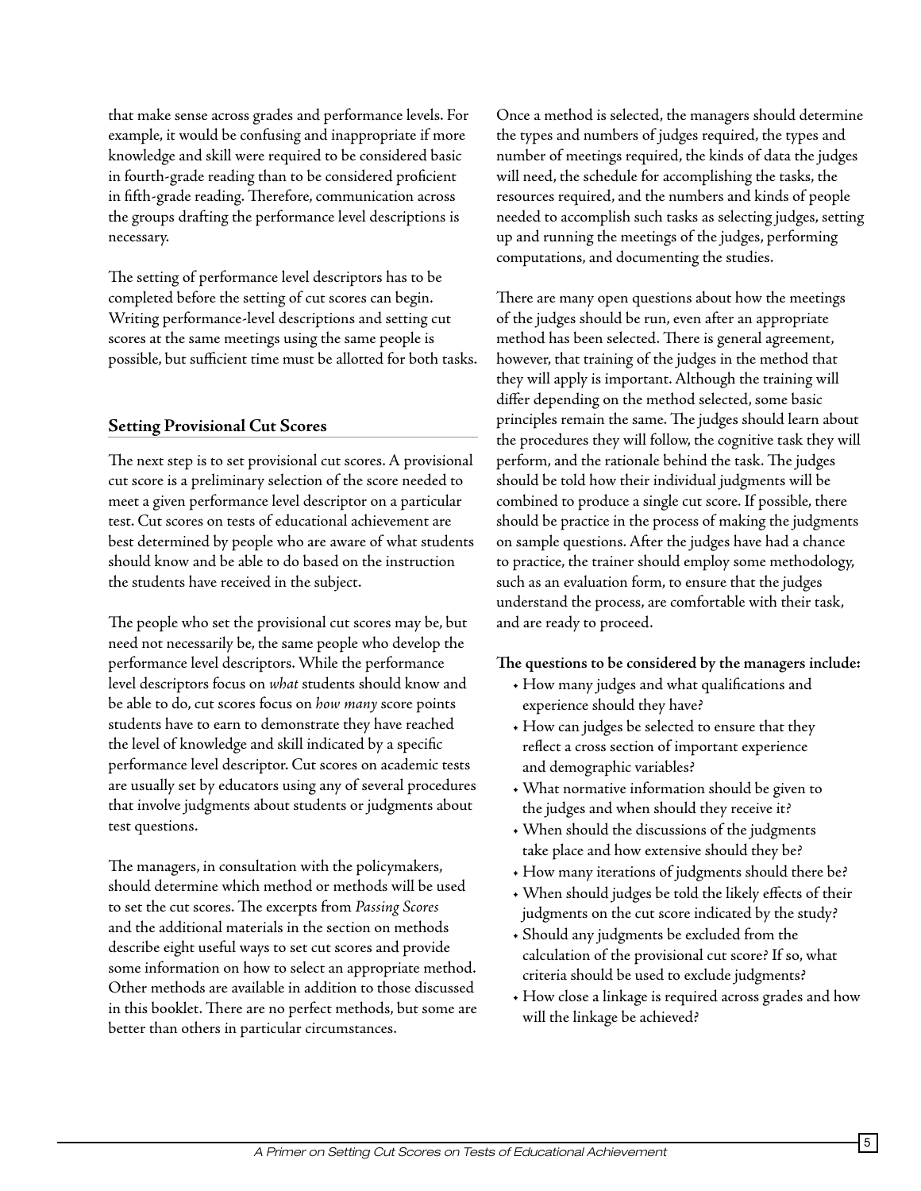that make sense across grades and performance levels. For example, it would be confusing and inappropriate if more knowledge and skill were required to be considered basic in fourth-grade reading than to be considered proficient in fifth-grade reading. Therefore, communication across the groups drafting the performance level descriptions is necessary.

The setting of performance level descriptors has to be completed before the setting of cut scores can begin. Writing performance-level descriptions and setting cut scores at the same meetings using the same people is possible, but sufficient time must be allotted for both tasks.

## Setting Provisional Cut Scores

The next step is to set provisional cut scores. A provisional cut score is a preliminary selection of the score needed to meet a given performance level descriptor on a particular test. Cut scores on tests of educational achievement are best determined by people who are aware of what students should know and be able to do based on the instruction the students have received in the subject.

The people who set the provisional cut scores may be, but need not necessarily be, the same people who develop the performance level descriptors. While the performance level descriptors focus on *what* students should know and be able to do, cut scores focus on *how many* score points students have to earn to demonstrate they have reached the level of knowledge and skill indicated by a specific performance level descriptor. Cut scores on academic tests are usually set by educators using any of several procedures that involve judgments about students or judgments about test questions.

The managers, in consultation with the policymakers, should determine which method or methods will be used to set the cut scores. The excerpts from *Passing Scores* and the additional materials in the section on methods describe eight useful ways to set cut scores and provide some information on how to select an appropriate method. Other methods are available in addition to those discussed in this booklet. There are no perfect methods, but some are better than others in particular circumstances.

Once a method is selected, the managers should determine the types and numbers of judges required, the types and number of meetings required, the kinds of data the judges will need, the schedule for accomplishing the tasks, the resources required, and the numbers and kinds of people needed to accomplish such tasks as selecting judges, setting up and running the meetings of the judges, performing computations, and documenting the studies.

There are many open questions about how the meetings of the judges should be run, even after an appropriate method has been selected. There is general agreement, however, that training of the judges in the method that they will apply is important. Although the training will differ depending on the method selected, some basic principles remain the same. The judges should learn about the procedures they will follow, the cognitive task they will perform, and the rationale behind the task. The judges should be told how their individual judgments will be combined to produce a single cut score. If possible, there should be practice in the process of making the judgments on sample questions. After the judges have had a chance to practice, the trainer should employ some methodology, such as an evaluation form, to ensure that the judges understand the process, are comfortable with their task, and are ready to proceed.

**The questions to be considered by the managers include:**

- How many judges and what qualifications and experience should they have?
- How can judges be selected to ensure that they reflect a cross section of important experience and demographic variables?
- What normative information should be given to the judges and when should they receive it?
- When should the discussions of the judgments take place and how extensive should they be?
- How many iterations of judgments should there be?
- When should judges be told the likely effects of their judgments on the cut score indicated by the study?
- Should any judgments be excluded from the calculation of the provisional cut score? If so, what criteria should be used to exclude judgments?
- How close a linkage is required across grades and how will the linkage be achieved?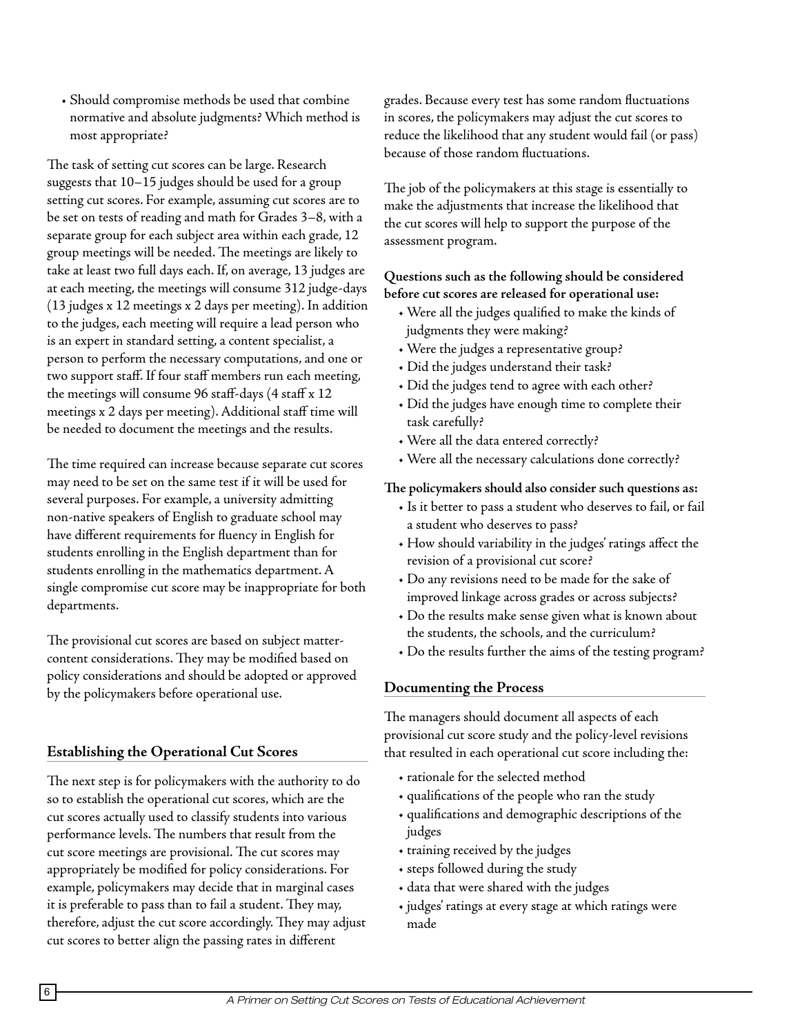- Should compromise methods be used that combine normative and absolute judgments? Which method is most appropriate?

The task of setting cut scores can be large. Research suggests that 10–15 judges should be used for a group setting cut scores. For example, assuming cut scores are to be set on tests of reading and math for Grades 3–8, with a separate group for each subject area within each grade, 12 group meetings will be needed. The meetings are likely to take at least two full days each. If, on average, 13 judges are at each meeting, the meetings will consume 312 judge-days (13 judges x 12 meetings x 2 days per meeting). In addition to the judges, each meeting will require a lead person who is an expert in standard setting, a content specialist, a person to perform the necessary computations, and one or two support staff. If four staff members run each meeting, the meetings will consume 96 staff-days (4 staff x 12 meetings x 2 days per meeting). Additional staff time will be needed to document the meetings and the results.

The time required can increase because separate cut scores may need to be set on the same test if it will be used for several purposes. For example, a university admitting non-native speakers of English to graduate school may have different requirements for fluency in English for students enrolling in the English department than for students enrolling in the mathematics department. A single compromise cut score may be inappropriate for both departments.

The provisional cut scores are based on subject matter-content considerations. They may be modified based on policy considerations and should be adopted or approved by the policymakers before operational use.

## Establishing the Operational Cut Scores

The next step is for policymakers with the authority to do so to establish the operational cut scores, which are the cut scores actually used to classify students into various performance levels. The numbers that result from the cut score meetings are provisional. The cut scores may appropriately be modified for policy considerations. For example, policymakers may decide that in marginal cases it is preferable to pass than to fail a student. They may, therefore, adjust the cut score accordingly. They may adjust cut scores to better align the passing rates in different grades. Because every test has some random fluctuations in scores, the policymakers may adjust the cut scores to reduce the likelihood that any student would fail (or pass) because of those random fluctuations.

The job of the policymakers at this stage is essentially to make the adjustments that increase the likelihood that the cut scores will help to support the purpose of the assessment program.

**Questions such as the following should be considered before cut scores are released for operational use:**

- Were all the judges qualified to make the kinds of judgments they were making?
- Were the judges a representative group?
- Did the judges understand their task?
- Did the judges tend to agree with each other?
- Did the judges have enough time to complete their task carefully?
- Were all the data entered correctly?
- Were all the necessary calculations done correctly?

**The policymakers should also consider such questions as:**

- Is it better to pass a student who deserves to fail, or fail a student who deserves to pass?
- How should variability in the judges' ratings affect the revision of a provisional cut score?
- Do any revisions need to be made for the sake of improved linkage across grades or across subjects?
- Do the results make sense given what is known about the students, the schools, and the curriculum?
- Do the results further the aims of the testing program?

## Documenting the Process

The managers should document all aspects of each provisional cut score study and the policy-level revisions that resulted in each operational cut score including the:

- rationale for the selected method
- qualifications of the people who ran the study
- qualifications and demographic descriptions of the judges
- training received by the judges
- steps followed during the study
- data that were shared with the judges
- judges' ratings at every stage at which ratings were made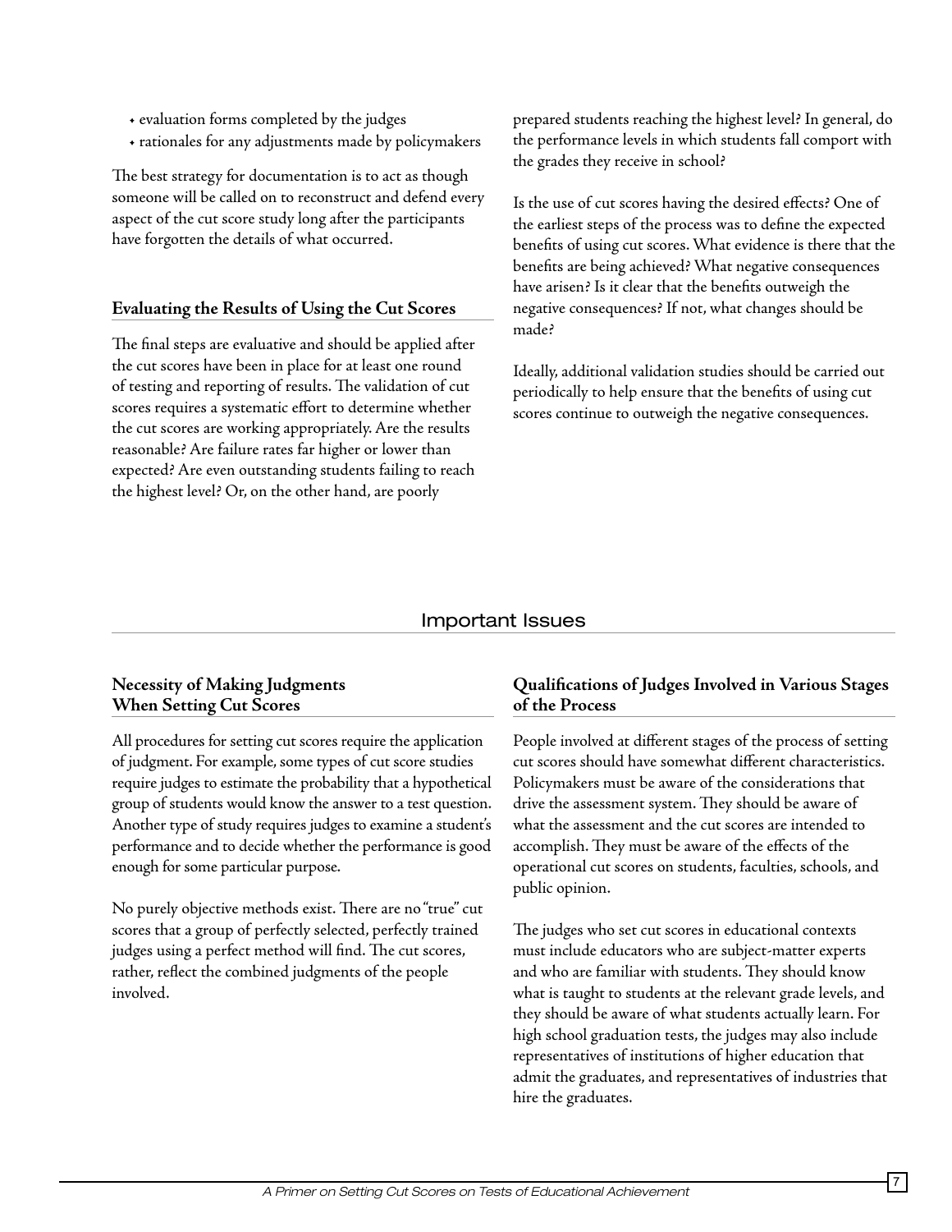- evaluation forms completed by the judges
- rationales for any adjustments made by policymakers

The best strategy for documentation is to act as though someone will be called on to reconstruct and defend every aspect of the cut score study long after the participants have forgotten the details of what occurred.

### Evaluating the Results of Using the Cut Scores

The final steps are evaluative and should be applied after the cut scores have been in place for at least one round of testing and reporting of results. The validation of cut scores requires a systematic effort to determine whether the cut scores are working appropriately. Are the results reasonable? Are failure rates far higher or lower than expected? Are even outstanding students failing to reach the highest level? Or, on the other hand, are poorly prepared students reaching the highest level? In general, do the performance levels in which students fall comport with the grades they receive in school?

Is the use of cut scores having the desired effects? One of the earliest steps of the process was to define the expected benefits of using cut scores. What evidence is there that the benefits are being achieved? What negative consequences have arisen? Is it clear that the benefits outweigh the negative consequences? If not, what changes should be made?

Ideally, additional validation studies should be carried out periodically to help ensure that the benefits of using cut scores continue to outweigh the negative consequences.

## Important Issues

### Necessity of Making Judgments When Setting Cut Scores

All procedures for setting cut scores require the application of judgment. For example, some types of cut score studies require judges to estimate the probability that a hypothetical group of students would know the answer to a test question. Another type of study requires judges to examine a student's performance and to decide whether the performance is good enough for some particular purpose.

No purely objective methods exist. There are no "true" cut scores that a group of perfectly selected, perfectly trained judges using a perfect method will find. The cut scores, rather, reflect the combined judgments of the people involved.

### Qualifications of Judges Involved in Various Stages of the Process

People involved at different stages of the process of setting cut scores should have somewhat different characteristics. Policymakers must be aware of the considerations that drive the assessment system. They should be aware of what the assessment and the cut scores are intended to accomplish. They must be aware of the effects of the operational cut scores on students, faculties, schools, and public opinion.

The judges who set cut scores in educational contexts must include educators who are subject-matter experts and who are familiar with students. They should know what is taught to students at the relevant grade levels, and they should be aware of what students actually learn. For high school graduation tests, the judges may also include representatives of institutions of higher education that admit the graduates, and representatives of industries that hire the graduates.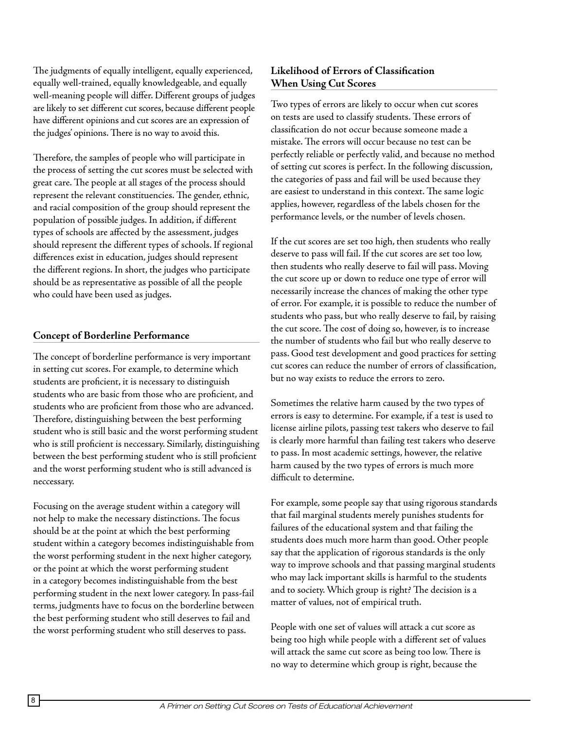The judgments of equally intelligent, equally experienced, equally well-trained, equally knowledgeable, and equally well-meaning people will differ. Different groups of judges are likely to set different cut scores, because different people have different opinions and cut scores are an expression of the judges' opinions. There is no way to avoid this.

Therefore, the samples of people who will participate in the process of setting the cut scores must be selected with great care. The people at all stages of the process should represent the relevant constituencies. The gender, ethnic, and racial composition of the group should represent the population of possible judges. In addition, if different types of schools are affected by the assessment, judges should represent the different types of schools. If regional differences exist in education, judges should represent the different regions. In short, the judges who participate should be as representative as possible of all the people who could have been used as judges.

## Concept of Borderline Performance

The concept of borderline performance is very important in setting cut scores. For example, to determine which students are proficient, it is necessary to distinguish students who are basic from those who are proficient, and students who are proficient from those who are advanced. Therefore, distinguishing between the best performing student who is still basic and the worst performing student who is still proficient is neccessary. Similarly, distinguishing between the best performing student who is still proficient and the worst performing student who is still advanced is neccessary.

Focusing on the average student within a category will not help to make the necessary distinctions. The focus should be at the point at which the best performing student within a category becomes indistinguishable from the worst performing student in the next higher category, or the point at which the worst performing student in a category becomes indistinguishable from the best performing student in the next lower category. In pass-fail terms, judgments have to focus on the borderline between the best performing student who still deserves to fail and the worst performing student who still deserves to pass.

## Likelihood of Errors of Classification When Using Cut Scores

Two types of errors are likely to occur when cut scores on tests are used to classify students. These errors of classification do not occur because someone made a mistake. The errors will occur because no test can be perfectly reliable or perfectly valid, and because no method of setting cut scores is perfect. In the following discussion, the categories of pass and fail will be used because they are easiest to understand in this context. The same logic applies, however, regardless of the labels chosen for the performance levels, or the number of levels chosen.

If the cut scores are set too high, then students who really deserve to pass will fail. If the cut scores are set too low, then students who really deserve to fail will pass. Moving the cut score up or down to reduce one type of error will necessarily increase the chances of making the other type of error. For example, it is possible to reduce the number of students who pass, but who really deserve to fail, by raising the cut score. The cost of doing so, however, is to increase the number of students who fail but who really deserve to pass. Good test development and good practices for setting cut scores can reduce the number of errors of classification, but no way exists to reduce the errors to zero.

Sometimes the relative harm caused by the two types of errors is easy to determine. For example, if a test is used to license airline pilots, passing test takers who deserve to fail is clearly more harmful than failing test takers who deserve to pass. In most academic settings, however, the relative harm caused by the two types of errors is much more difficult to determine.

For example, some people say that using rigorous standards that fail marginal students merely punishes students for failures of the educational system and that failing the students does much more harm than good. Other people say that the application of rigorous standards is the only way to improve schools and that passing marginal students who may lack important skills is harmful to the students and to society. Which group is right? The decision is a matter of values, not of empirical truth.

People with one set of values will attack a cut score as being too high while people with a different set of values will attack the same cut score as being too low. There is no way to determine which group is right, because the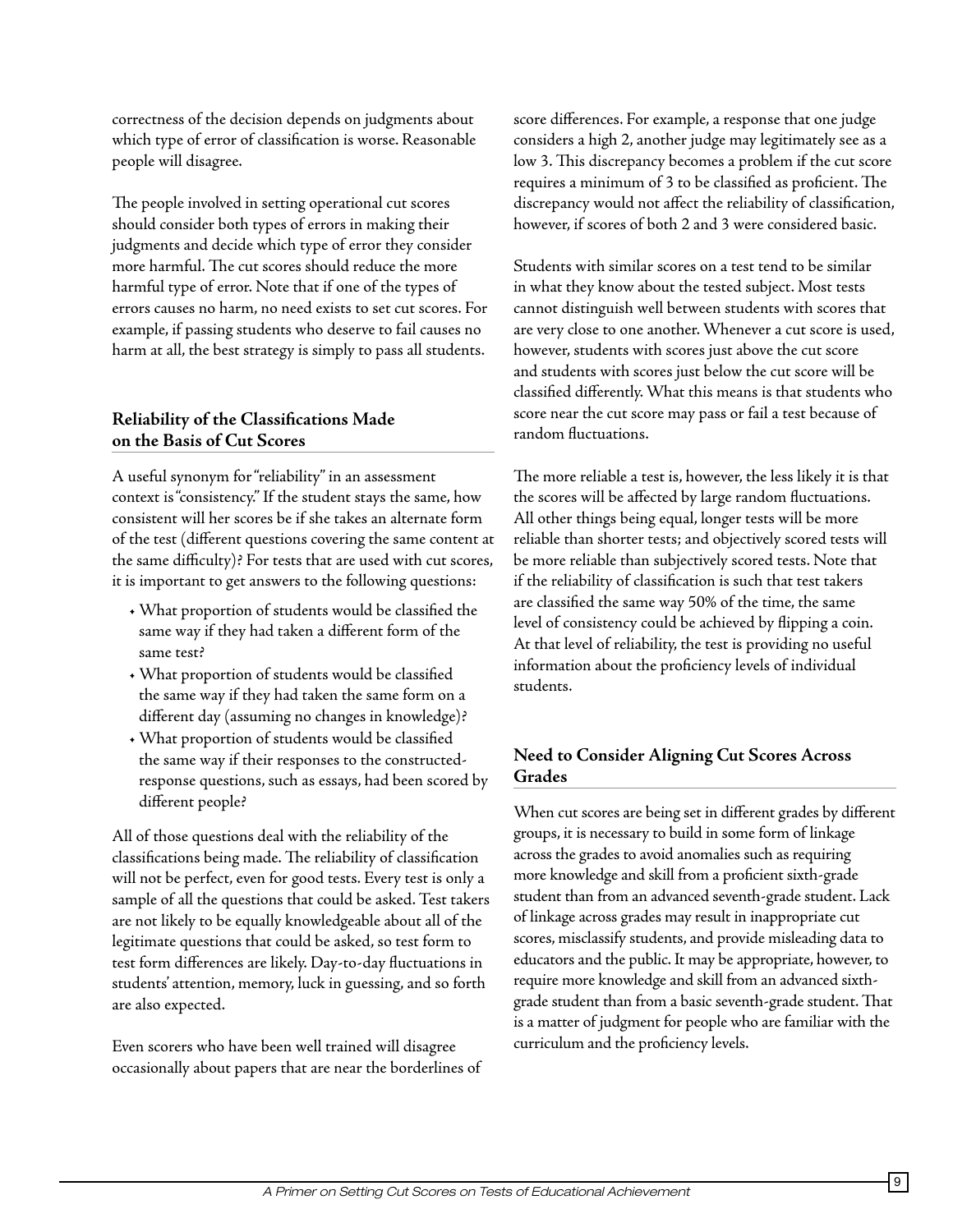correctness of the decision depends on judgments about which type of error of classification is worse. Reasonable people will disagree.

The people involved in setting operational cut scores should consider both types of errors in making their judgments and decide which type of error they consider more harmful. The cut scores should reduce the more harmful type of error. Note that if one of the types of errors causes no harm, no need exists to set cut scores. For example, if passing students who deserve to fail causes no harm at all, the best strategy is simply to pass all students.

### Reliability of the Classifications Made on the Basis of Cut Scores

A useful synonym for "reliability" in an assessment context is "consistency." If the student stays the same, how consistent will her scores be if she takes an alternate form of the test (different questions covering the same content at the same difficulty)? For tests that are used with cut scores, it is important to get answers to the following questions:

- What proportion of students would be classified the same way if they had taken a different form of the same test?
- What proportion of students would be classified the same way if they had taken the same form on a different day (assuming no changes in knowledge)?
- What proportion of students would be classified the same way if their responses to the constructed-response questions, such as essays, had been scored by different people?

All of those questions deal with the reliability of the classifications being made. The reliability of classification will not be perfect, even for good tests. Every test is only a sample of all the questions that could be asked. Test takers are not likely to be equally knowledgeable about all of the legitimate questions that could be asked, so test form to test form differences are likely. Day-to-day fluctuations in students' attention, memory, luck in guessing, and so forth are also expected.

Even scorers who have been well trained will disagree occasionally about papers that are near the borderlines of score differences. For example, a response that one judge considers a high 2, another judge may legitimately see as a low 3. This discrepancy becomes a problem if the cut score requires a minimum of 3 to be classified as proficient. The discrepancy would not affect the reliability of classification, however, if scores of both 2 and 3 were considered basic.

Students with similar scores on a test tend to be similar in what they know about the tested subject. Most tests cannot distinguish well between students with scores that are very close to one another. Whenever a cut score is used, however, students with scores just above the cut score and students with scores just below the cut score will be classified differently. What this means is that students who score near the cut score may pass or fail a test because of random fluctuations.

The more reliable a test is, however, the less likely it is that the scores will be affected by large random fluctuations. All other things being equal, longer tests will be more reliable than shorter tests; and objectively scored tests will be more reliable than subjectively scored tests. Note that if the reliability of classification is such that test takers are classified the same way 50% of the time, the same level of consistency could be achieved by flipping a coin. At that level of reliability, the test is providing no useful information about the proficiency levels of individual students.

### Need to Consider Aligning Cut Scores Across Grades

When cut scores are being set in different grades by different groups, it is necessary to build in some form of linkage across the grades to avoid anomalies such as requiring more knowledge and skill from a proficient sixth-grade student than from an advanced seventh-grade student. Lack of linkage across grades may result in inappropriate cut scores, misclassify students, and provide misleading data to educators and the public. It may be appropriate, however, to require more knowledge and skill from an advanced sixth-grade student than from a basic seventh-grade student. That is a matter of judgment for people who are familiar with the curriculum and the proficiency levels.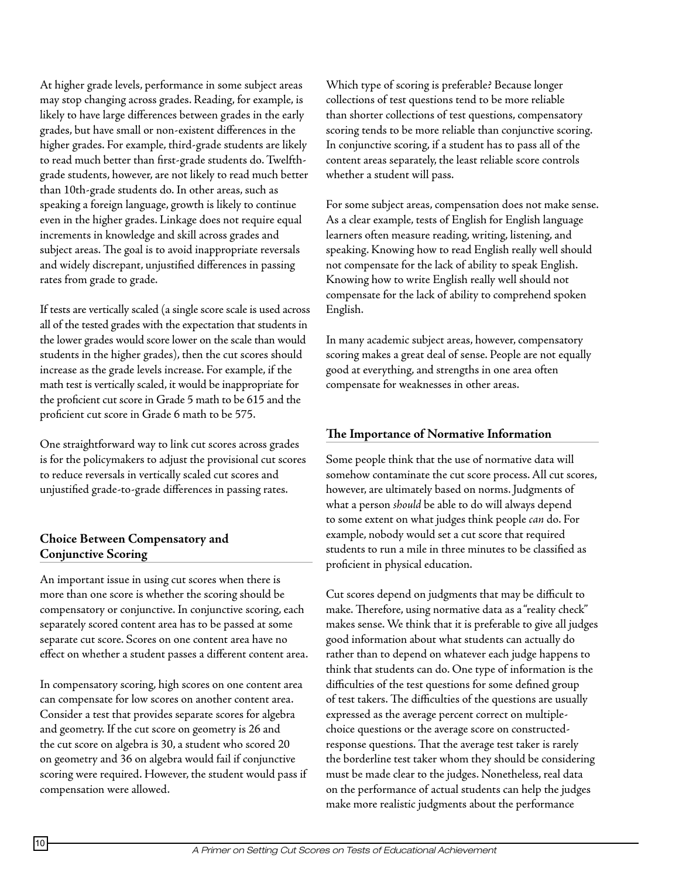At higher grade levels, performance in some subject areas may stop changing across grades. Reading, for example, is likely to have large differences between grades in the early grades, but have small or non-existent differences in the higher grades. For example, third-grade students are likely to read much better than first-grade students do. Twelfth-grade students, however, are not likely to read much better than 10th-grade students do. In other areas, such as speaking a foreign language, growth is likely to continue even in the higher grades. Linkage does not require equal increments in knowledge and skill across grades and subject areas. The goal is to avoid inappropriate reversals and widely discrepant, unjustified differences in passing rates from grade to grade.

If tests are vertically scaled (a single score scale is used across all of the tested grades with the expectation that students in the lower grades would score lower on the scale than would students in the higher grades), then the cut scores should increase as the grade levels increase. For example, if the math test is vertically scaled, it would be inappropriate for the proficient cut score in Grade 5 math to be 615 and the proficient cut score in Grade 6 math to be 575.

One straightforward way to link cut scores across grades is for the policymakers to adjust the provisional cut scores to reduce reversals in vertically scaled cut scores and unjustified grade-to-grade differences in passing rates.

### Choice Between Compensatory and Conjunctive Scoring

An important issue in using cut scores when there is more than one score is whether the scoring should be compensatory or conjunctive. In conjunctive scoring, each separately scored content area has to be passed at some separate cut score. Scores on one content area have no effect on whether a student passes a different content area.

In compensatory scoring, high scores on one content area can compensate for low scores on another content area. Consider a test that provides separate scores for algebra and geometry. If the cut score on geometry is 26 and the cut score on algebra is 30, a student who scored 20 on geometry and 36 on algebra would fail if conjunctive scoring were required. However, the student would pass if compensation were allowed.

Which type of scoring is preferable? Because longer collections of test questions tend to be more reliable than shorter collections of test questions, compensatory scoring tends to be more reliable than conjunctive scoring. In conjunctive scoring, if a student has to pass all of the content areas separately, the least reliable score controls whether a student will pass.

For some subject areas, compensation does not make sense. As a clear example, tests of English for English language learners often measure reading, writing, listening, and speaking. Knowing how to read English really well should not compensate for the lack of ability to speak English. Knowing how to write English really well should not compensate for the lack of ability to comprehend spoken English.

In many academic subject areas, however, compensatory scoring makes a great deal of sense. People are not equally good at everything, and strengths in one area often compensate for weaknesses in other areas.

### The Importance of Normative Information

Some people think that the use of normative data will somehow contaminate the cut score process. All cut scores, however, are ultimately based on norms. Judgments of what a person *should* be able to do will always depend to some extent on what judges think people *can* do. For example, nobody would set a cut score that required students to run a mile in three minutes to be classified as proficient in physical education.

Cut scores depend on judgments that may be difficult to make. Therefore, using normative data as a "reality check" makes sense. We think that it is preferable to give all judges good information about what students can actually do rather than to depend on whatever each judge happens to think that students can do. One type of information is the difficulties of the test questions for some defined group of test takers. The difficulties of the questions are usually expressed as the average percent correct on multiple-choice questions or the average score on constructed-response questions. That the average test taker is rarely the borderline test taker whom they should be considering must be made clear to the judges. Nonetheless, real data on the performance of actual students can help the judges make more realistic judgments about the performance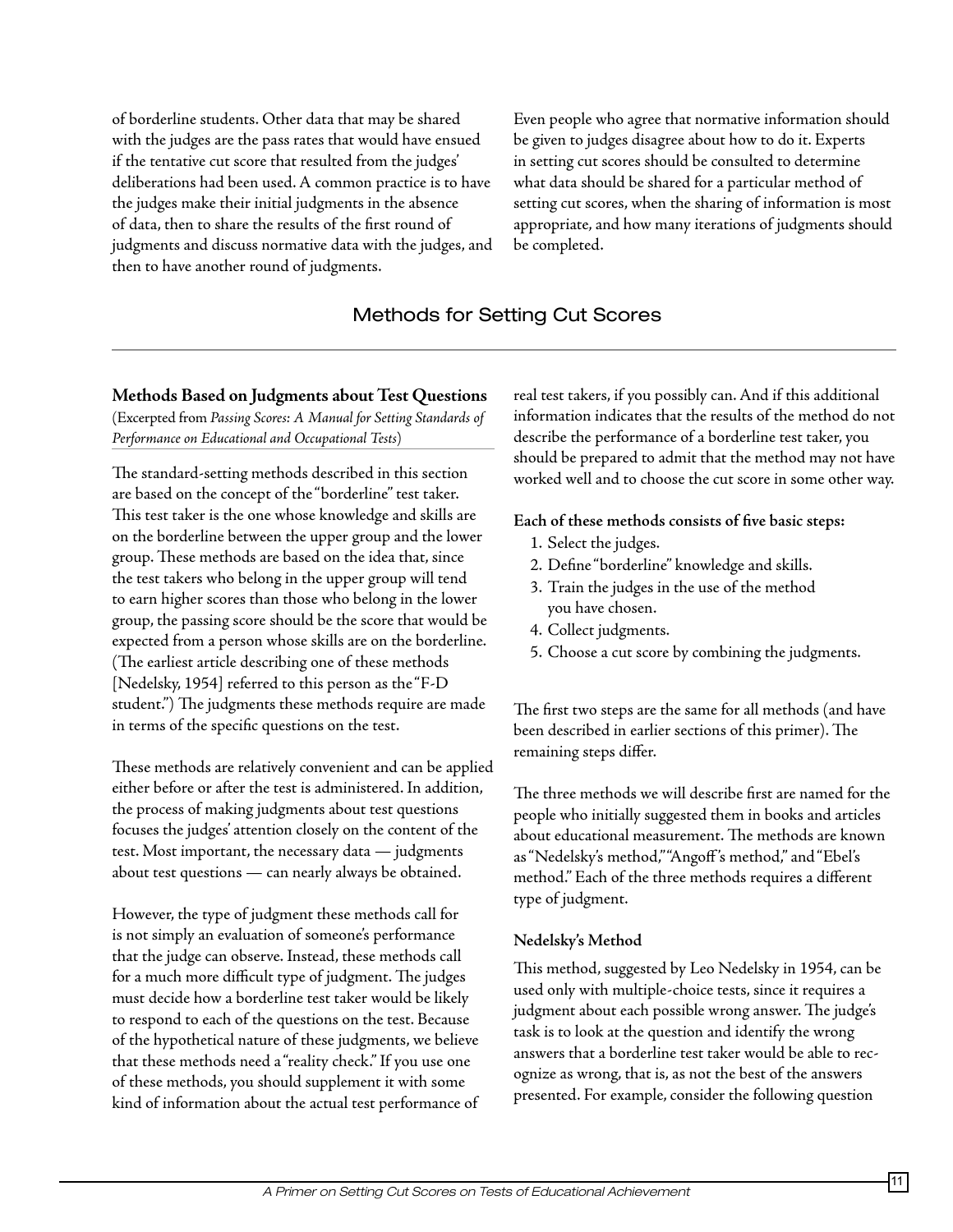of borderline students. Other data that may be shared with the judges are the pass rates that would have ensued if the tentative cut score that resulted from the judges' deliberations had been used. A common practice is to have the judges make their initial judgments in the absence of data, then to share the results of the first round of judgments and discuss normative data with the judges, and then to have another round of judgments.

Even people who agree that normative information should be given to judges disagree about how to do it. Experts in setting cut scores should be consulted to determine what data should be shared for a particular method of setting cut scores, when the sharing of information is most appropriate, and how many iterations of judgments should be completed.

## Methods for Setting Cut Scores

### Methods Based on Judgments about Test Questions

(Excerpted from *Passing Scores: A Manual for Setting Standards of Performance on Educational and Occupational Tests*)

The standard-setting methods described in this section are based on the concept of the "borderline" test taker. This test taker is the one whose knowledge and skills are on the borderline between the upper group and the lower group. These methods are based on the idea that, since the test takers who belong in the upper group will tend to earn higher scores than those who belong in the lower group, the passing score should be the score that would be expected from a person whose skills are on the borderline. (The earliest article describing one of these methods [Nedelsky, 1954] referred to this person as the "F-D student.") The judgments these methods require are made in terms of the specific questions on the test.

These methods are relatively convenient and can be applied either before or after the test is administered. In addition, the process of making judgments about test questions focuses the judges' attention closely on the content of the test. Most important, the necessary data — judgments about test questions — can nearly always be obtained.

However, the type of judgment these methods call for is not simply an evaluation of someone's performance that the judge can observe. Instead, these methods call for a much more difficult type of judgment. The judges must decide how a borderline test taker would be likely to respond to each of the questions on the test. Because of the hypothetical nature of these judgments, we believe that these methods need a "reality check." If you use one of these methods, you should supplement it with some kind of information about the actual test performance of real test takers, if you possibly can. And if this additional information indicates that the results of the method do not describe the performance of a borderline test taker, you should be prepared to admit that the method may not have worked well and to choose the cut score in some other way.

**Each of these methods consists of five basic steps:**

1. Select the judges.
2. Define "borderline" knowledge and skills.
3. Train the judges in the use of the method you have chosen.
4. Collect judgments.
5. Choose a cut score by combining the judgments.

The first two steps are the same for all methods (and have been described in earlier sections of this primer). The remaining steps differ.

The three methods we will describe first are named for the people who initially suggested them in books and articles about educational measurement. The methods are known as "Nedelsky's method," "Angoff's method," and "Ebel's method." Each of the three methods requires a different type of judgment.

#### Nedelsky's Method

This method, suggested by Leo Nedelsky in 1954, can be used only with multiple-choice tests, since it requires a judgment about each possible wrong answer. The judge's task is to look at the question and identify the wrong answers that a borderline test taker would be able to recognize as wrong, that is, as not the best of the answers presented. For example, consider the following question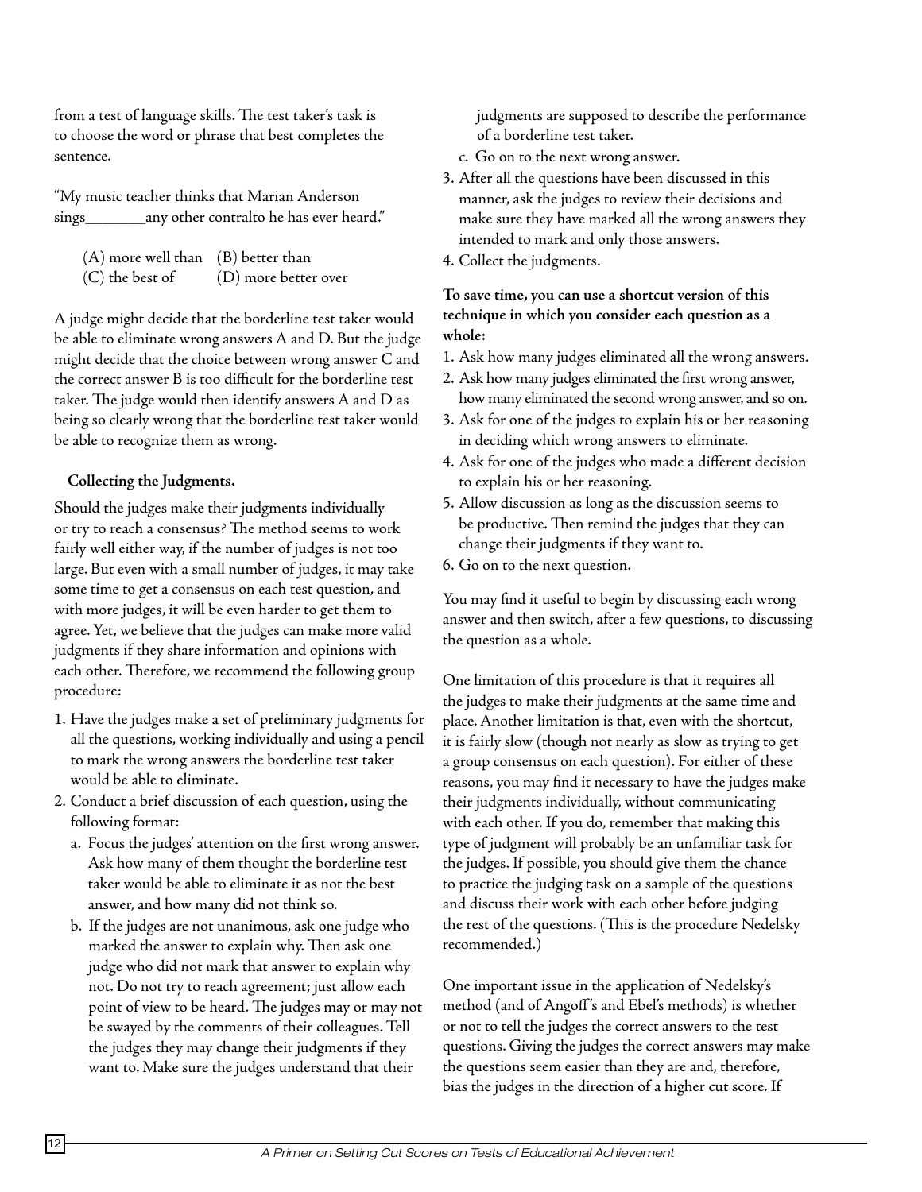from a test of language skills. The test taker's task is to choose the word or phrase that best completes the sentence.

"My music teacher thinks that Marian Anderson sings________any other contralto he has ever heard."

(A) more well than (B) better than
(C) the best of (D) more better over

A judge might decide that the borderline test taker would be able to eliminate wrong answers A and D. But the judge might decide that the choice between wrong answer C and the correct answer B is too difficult for the borderline test taker. The judge would then identify answers A and D as being so clearly wrong that the borderline test taker would be able to recognize them as wrong.

**Collecting the Judgments.**

Should the judges make their judgments individually or try to reach a consensus? The method seems to work fairly well either way, if the number of judges is not too large. But even with a small number of judges, it may take some time to get a consensus on each test question, and with more judges, it will be even harder to get them to agree. Yet, we believe that the judges can make more valid judgments if they share information and opinions with each other. Therefore, we recommend the following group procedure:

1. Have the judges make a set of preliminary judgments for all the questions, working individually and using a pencil to mark the wrong answers the borderline test taker would be able to eliminate.
2. Conduct a brief discussion of each question, using the following format:
   a. Focus the judges' attention on the first wrong answer. Ask how many of them thought the borderline test taker would be able to eliminate it as not the best answer, and how many did not think so.
   b. If the judges are not unanimous, ask one judge who marked the answer to explain why. Then ask one judge who did not mark that answer to explain why not. Do not try to reach agreement; just allow each point of view to be heard. The judges may or may not be swayed by the comments of their colleagues. Tell the judges they may change their judgments if they want to. Make sure the judges understand that their judgments are supposed to describe the performance of a borderline test taker.
   c. Go on to the next wrong answer.
3. After all the questions have been discussed in this manner, ask the judges to review their decisions and make sure they have marked all the wrong answers they intended to mark and only those answers.
4. Collect the judgments.

**To save time, you can use a shortcut version of this technique in which you consider each question as a whole:**

1. Ask how many judges eliminated all the wrong answers.
2. Ask how many judges eliminated the first wrong answer, how many eliminated the second wrong answer, and so on.
3. Ask for one of the judges to explain his or her reasoning in deciding which wrong answers to eliminate.
4. Ask for one of the judges who made a different decision to explain his or her reasoning.
5. Allow discussion as long as the discussion seems to be productive. Then remind the judges that they can change their judgments if they want to.
6. Go on to the next question.

You may find it useful to begin by discussing each wrong answer and then switch, after a few questions, to discussing the question as a whole.

One limitation of this procedure is that it requires all the judges to make their judgments at the same time and place. Another limitation is that, even with the shortcut, it is fairly slow (though not nearly as slow as trying to get a group consensus on each question). For either of these reasons, you may find it necessary to have the judges make their judgments individually, without communicating with each other. If you do, remember that making this type of judgment will probably be an unfamiliar task for the judges. If possible, you should give them the chance to practice the judging task on a sample of the questions and discuss their work with each other before judging the rest of the questions. (This is the procedure Nedelsky recommended.)

One important issue in the application of Nedelsky's method (and of Angoff's and Ebel's methods) is whether or not to tell the judges the correct answers to the test questions. Giving the judges the correct answers may make the questions seem easier than they are and, therefore, bias the judges in the direction of a higher cut score. If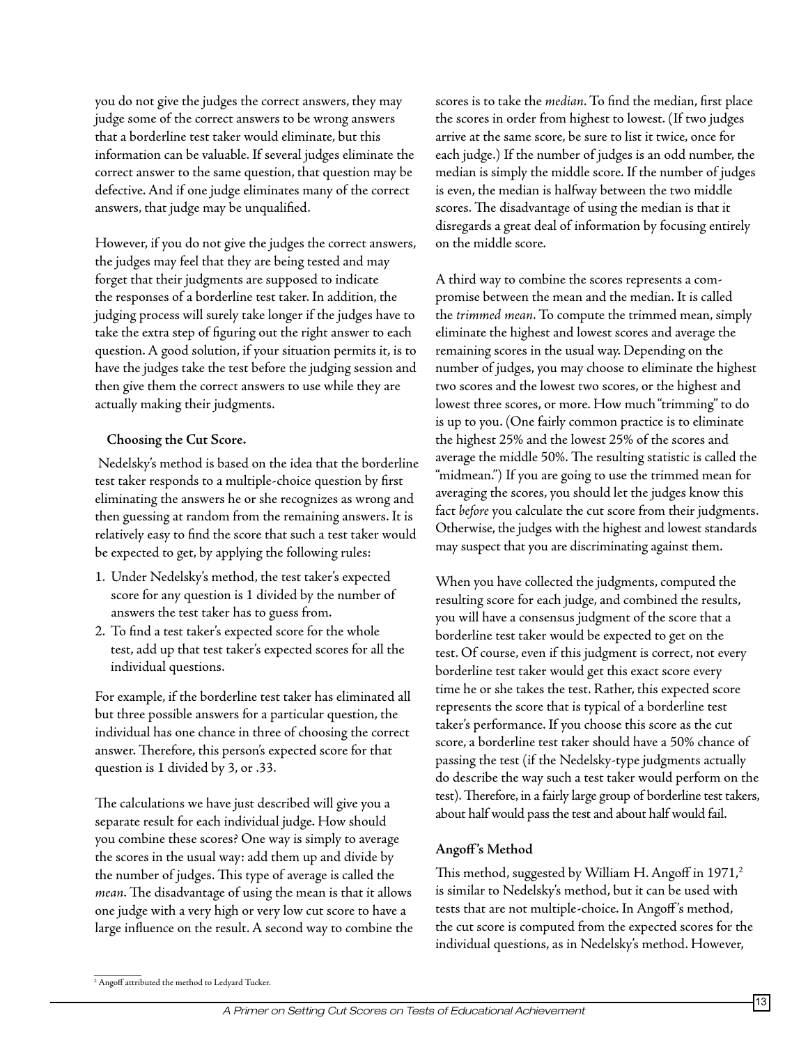you do not give the judges the correct answers, they may judge some of the correct answers to be wrong answers that a borderline test taker would eliminate, but this information can be valuable. If several judges eliminate the correct answer to the same question, that question may be defective. And if one judge eliminates many of the correct answers, that judge may be unqualified.

However, if you do not give the judges the correct answers, the judges may feel that they are being tested and may forget that their judgments are supposed to indicate the responses of a borderline test taker. In addition, the judging process will surely take longer if the judges have to take the extra step of figuring out the right answer to each question. A good solution, if your situation permits it, is to have the judges take the test before the judging session and then give them the correct answers to use while they are actually making their judgments.

**Choosing the Cut Score.**

Nedelsky's method is based on the idea that the borderline test taker responds to a multiple-choice question by first eliminating the answers he or she recognizes as wrong and then guessing at random from the remaining answers. It is relatively easy to find the score that such a test taker would be expected to get, by applying the following rules:

1. Under Nedelsky's method, the test taker's expected score for any question is 1 divided by the number of answers the test taker has to guess from.
2. To find a test taker's expected score for the whole test, add up that test taker's expected scores for all the individual questions.

For example, if the borderline test taker has eliminated all but three possible answers for a particular question, the individual has one chance in three of choosing the correct answer. Therefore, this person's expected score for that question is 1 divided by 3, or .33.

The calculations we have just described will give you a separate result for each individual judge. How should you combine these scores? One way is simply to average the scores in the usual way: add them up and divide by the number of judges. This type of average is called the *mean*. The disadvantage of using the mean is that it allows one judge with a very high or very low cut score to have a large influence on the result. A second way to combine the scores is to take the *median*. To find the median, first place the scores in order from highest to lowest. (If two judges arrive at the same score, be sure to list it twice, once for each judge.) If the number of judges is an odd number, the median is simply the middle score. If the number of judges is even, the median is halfway between the two middle scores. The disadvantage of using the median is that it disregards a great deal of information by focusing entirely on the middle score.

A third way to combine the scores represents a compromise between the mean and the median. It is called the *trimmed mean*. To compute the trimmed mean, simply eliminate the highest and lowest scores and average the remaining scores in the usual way. Depending on the number of judges, you may choose to eliminate the highest two scores and the lowest two scores, or the highest and lowest three scores, or more. How much "trimming" to do is up to you. (One fairly common practice is to eliminate the highest 25% and the lowest 25% of the scores and average the middle 50%. The resulting statistic is called the "midmean.") If you are going to use the trimmed mean for averaging the scores, you should let the judges know this fact *before* you calculate the cut score from their judgments. Otherwise, the judges with the highest and lowest standards may suspect that you are discriminating against them.

When you have collected the judgments, computed the resulting score for each judge, and combined the results, you will have a consensus judgment of the score that a borderline test taker would be expected to get on the test. Of course, even if this judgment is correct, not every borderline test taker would get this exact score every time he or she takes the test. Rather, this expected score represents the score that is typical of a borderline test taker's performance. If you choose this score as the cut score, a borderline test taker should have a 50% chance of passing the test (if the Nedelsky-type judgments actually do describe the way such a test taker would perform on the test). Therefore, in a fairly large group of borderline test takers, about half would pass the test and about half would fail.

### Angoff's Method

This method, suggested by William H. Angoff in 1971,[2] is similar to Nedelsky's method, but it can be used with tests that are not multiple-choice. In Angoff's method, the cut score is computed from the expected scores for the individual questions, as in Nedelsky's method. However,

[2] Angoff attributed the method to Ledyard Tucker.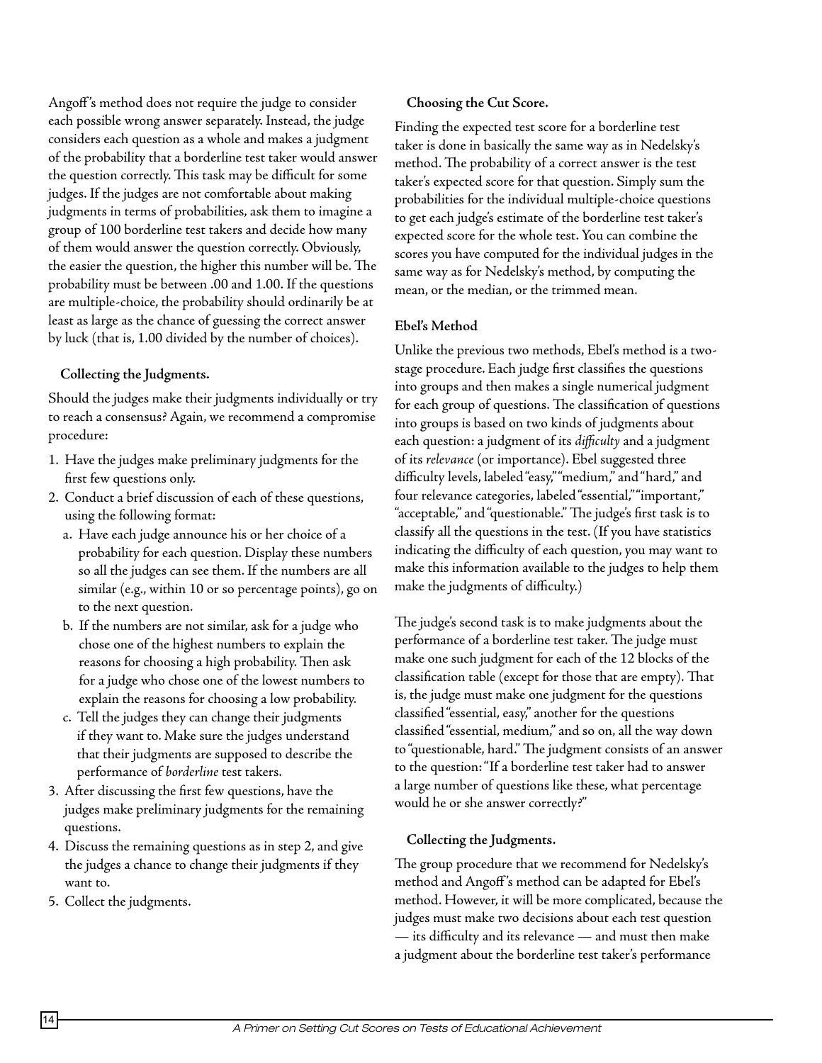Angoff's method does not require the judge to consider each possible wrong answer separately. Instead, the judge considers each question as a whole and makes a judgment of the probability that a borderline test taker would answer the question correctly. This task may be difficult for some judges. If the judges are not comfortable about making judgments in terms of probabilities, ask them to imagine a group of 100 borderline test takers and decide how many of them would answer the question correctly. Obviously, the easier the question, the higher this number will be. The probability must be between .00 and 1.00. If the questions are multiple-choice, the probability should ordinarily be at least as large as the chance of guessing the correct answer by luck (that is, 1.00 divided by the number of choices).

#### Collecting the Judgments.

Should the judges make their judgments individually or try to reach a consensus? Again, we recommend a compromise procedure:

1. Have the judges make preliminary judgments for the first few questions only.
2. Conduct a brief discussion of each of these questions, using the following format:
   a. Have each judge announce his or her choice of a probability for each question. Display these numbers so all the judges can see them. If the numbers are all similar (e.g., within 10 or so percentage points), go on to the next question.
   b. If the numbers are not similar, ask for a judge who chose one of the highest numbers to explain the reasons for choosing a high probability. Then ask for a judge who chose one of the lowest numbers to explain the reasons for choosing a low probability.
   c. Tell the judges they can change their judgments if they want to. Make sure the judges understand that their judgments are supposed to describe the performance of *borderline* test takers.
3. After discussing the first few questions, have the judges make preliminary judgments for the remaining questions.
4. Discuss the remaining questions as in step 2, and give the judges a chance to change their judgments if they want to.
5. Collect the judgments.

#### Choosing the Cut Score.

Finding the expected test score for a borderline test taker is done in basically the same way as in Nedelsky's method. The probability of a correct answer is the test taker's expected score for that question. Simply sum the probabilities for the individual multiple-choice questions to get each judge's estimate of the borderline test taker's expected score for the whole test. You can combine the scores you have computed for the individual judges in the same way as for Nedelsky's method, by computing the mean, or the median, or the trimmed mean.

### Ebel's Method

Unlike the previous two methods, Ebel's method is a two-stage procedure. Each judge first classifies the questions into groups and then makes a single numerical judgment for each group of questions. The classification of questions into groups is based on two kinds of judgments about each question: a judgment of its *difficulty* and a judgment of its *relevance* (or importance). Ebel suggested three difficulty levels, labeled "easy," "medium," and "hard," and four relevance categories, labeled "essential," "important," "acceptable," and "questionable." The judge's first task is to classify all the questions in the test. (If you have statistics indicating the difficulty of each question, you may want to make this information available to the judges to help them make the judgments of difficulty.)

The judge's second task is to make judgments about the performance of a borderline test taker. The judge must make one such judgment for each of the 12 blocks of the classification table (except for those that are empty). That is, the judge must make one judgment for the questions classified "essential, easy," another for the questions classified "essential, medium," and so on, all the way down to "questionable, hard." The judgment consists of an answer to the question: "If a borderline test taker had to answer a large number of questions like these, what percentage would he or she answer correctly?"

#### Collecting the Judgments.

The group procedure that we recommend for Nedelsky's method and Angoff's method can be adapted for Ebel's method. However, it will be more complicated, because the judges must make two decisions about each test question — its difficulty and its relevance — and must then make a judgment about the borderline test taker's performance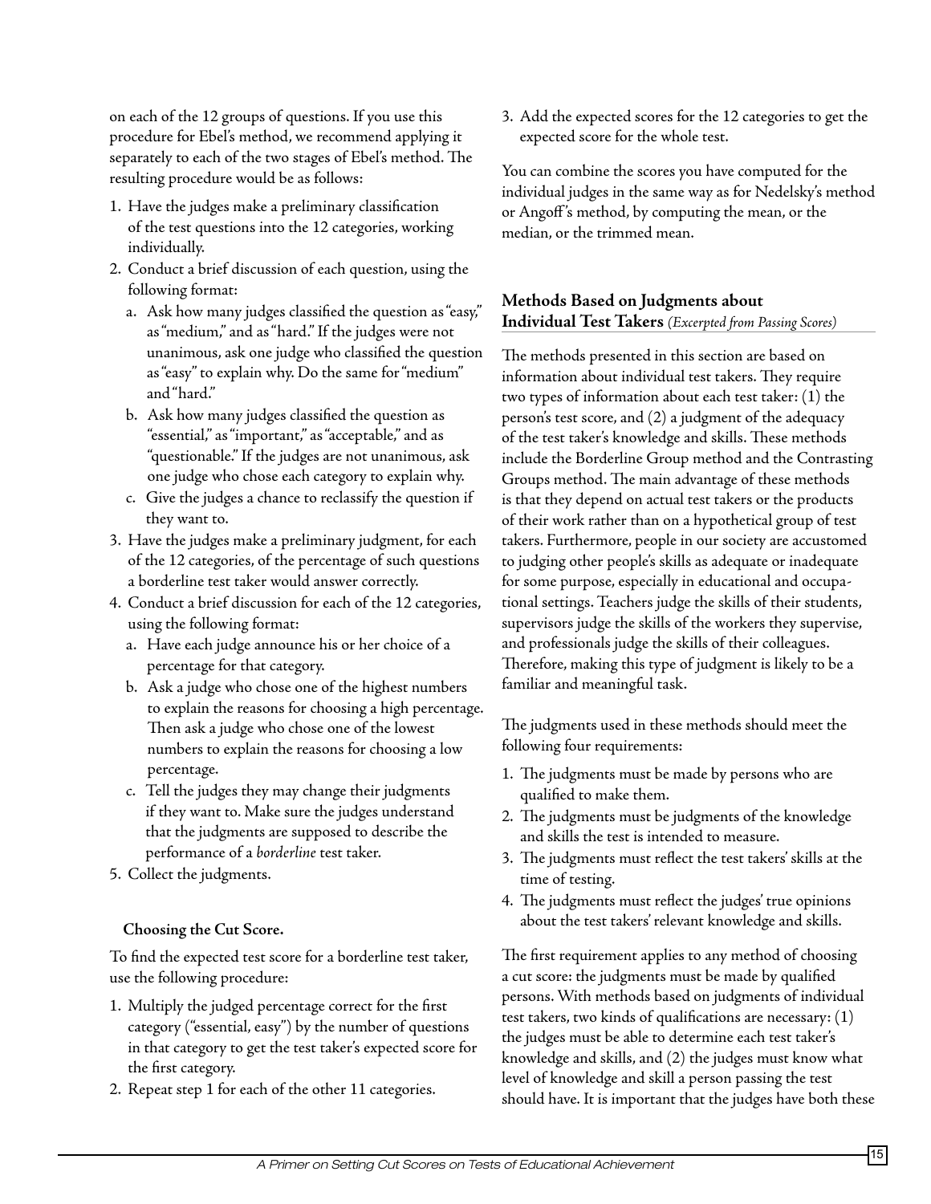on each of the 12 groups of questions. If you use this procedure for Ebel's method, we recommend applying it separately to each of the two stages of Ebel's method. The resulting procedure would be as follows:

1. Have the judges make a preliminary classification of the test questions into the 12 categories, working individually.
2. Conduct a brief discussion of each question, using the following format:
   a. Ask how many judges classified the question as "easy," as "medium," and as "hard." If the judges were not unanimous, ask one judge who classified the question as "easy" to explain why. Do the same for "medium" and "hard."
   b. Ask how many judges classified the question as "essential," as "important," as "acceptable," and as "questionable." If the judges are not unanimous, ask one judge who chose each category to explain why.
   c. Give the judges a chance to reclassify the question if they want to.
3. Have the judges make a preliminary judgment, for each of the 12 categories, of the percentage of such questions a borderline test taker would answer correctly.
4. Conduct a brief discussion for each of the 12 categories, using the following format:
   a. Have each judge announce his or her choice of a percentage for that category.
   b. Ask a judge who chose one of the highest numbers to explain the reasons for choosing a high percentage. Then ask a judge who chose one of the lowest numbers to explain the reasons for choosing a low percentage.
   c. Tell the judges they may change their judgments if they want to. Make sure the judges understand that the judgments are supposed to describe the performance of a *borderline* test taker.
5. Collect the judgments.

**Choosing the Cut Score.**

To find the expected test score for a borderline test taker, use the following procedure:

1. Multiply the judged percentage correct for the first category ("essential, easy") by the number of questions in that category to get the test taker's expected score for the first category.
2. Repeat step 1 for each of the other 11 categories.
3. Add the expected scores for the 12 categories to get the expected score for the whole test.

You can combine the scores you have computed for the individual judges in the same way as for Nedelsky's method or Angoff's method, by computing the mean, or the median, or the trimmed mean.

## Methods Based on Judgments about Individual Test Takers *(Excerpted from Passing Scores)*

The methods presented in this section are based on information about individual test takers. They require two types of information about each test taker: (1) the person's test score, and (2) a judgment of the adequacy of the test taker's knowledge and skills. These methods include the Borderline Group method and the Contrasting Groups method. The main advantage of these methods is that they depend on actual test takers or the products of their work rather than on a hypothetical group of test takers. Furthermore, people in our society are accustomed to judging other people's skills as adequate or inadequate for some purpose, especially in educational and occupational settings. Teachers judge the skills of their students, supervisors judge the skills of the workers they supervise, and professionals judge the skills of their colleagues. Therefore, making this type of judgment is likely to be a familiar and meaningful task.

The judgments used in these methods should meet the following four requirements:

1. The judgments must be made by persons who are qualified to make them.
2. The judgments must be judgments of the knowledge and skills the test is intended to measure.
3. The judgments must reflect the test takers' skills at the time of testing.
4. The judgments must reflect the judges' true opinions about the test takers' relevant knowledge and skills.

The first requirement applies to any method of choosing a cut score: the judgments must be made by qualified persons. With methods based on judgments of individual test takers, two kinds of qualifications are necessary: (1) the judges must be able to determine each test taker's knowledge and skills, and (2) the judges must know what level of knowledge and skill a person passing the test should have. It is important that the judges have both these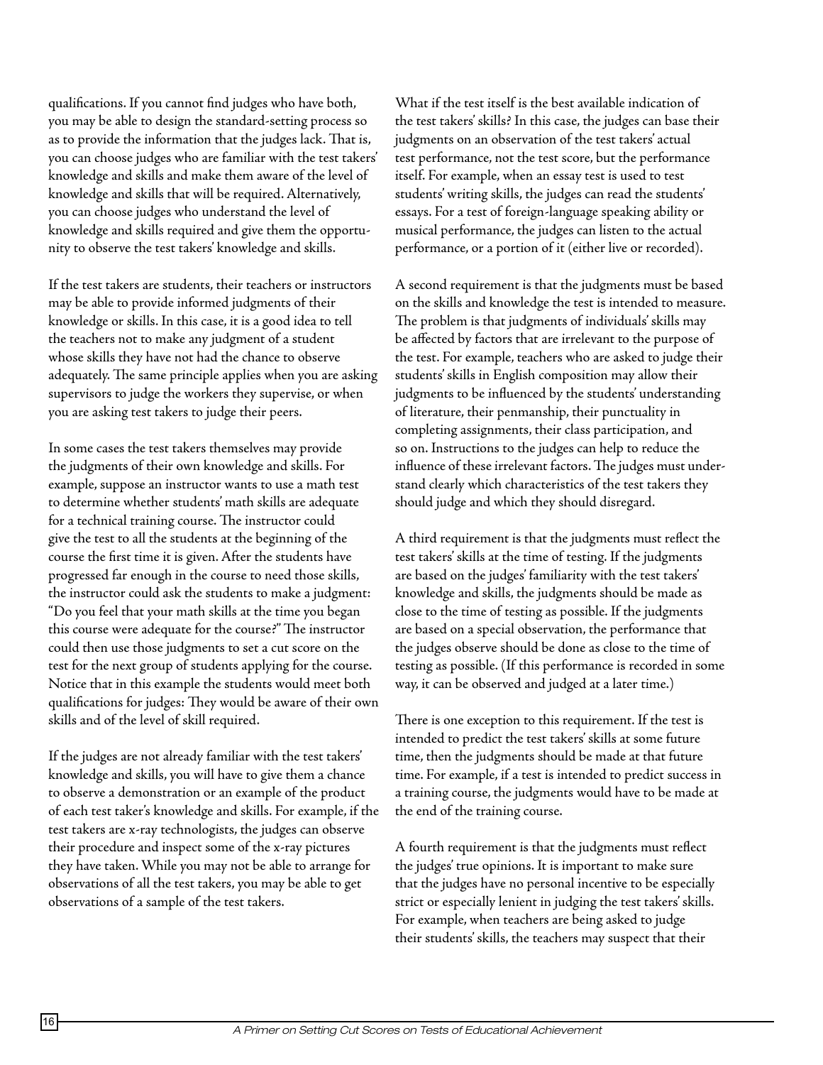qualifications. If you cannot find judges who have both, you may be able to design the standard-setting process so as to provide the information that the judges lack. That is, you can choose judges who are familiar with the test takers' knowledge and skills and make them aware of the level of knowledge and skills that will be required. Alternatively, you can choose judges who understand the level of knowledge and skills required and give them the opportunity to observe the test takers' knowledge and skills.

If the test takers are students, their teachers or instructors may be able to provide informed judgments of their knowledge or skills. In this case, it is a good idea to tell the teachers not to make any judgment of a student whose skills they have not had the chance to observe adequately. The same principle applies when you are asking supervisors to judge the workers they supervise, or when you are asking test takers to judge their peers.

In some cases the test takers themselves may provide the judgments of their own knowledge and skills. For example, suppose an instructor wants to use a math test to determine whether students' math skills are adequate for a technical training course. The instructor could give the test to all the students at the beginning of the course the first time it is given. After the students have progressed far enough in the course to need those skills, the instructor could ask the students to make a judgment: "Do you feel that your math skills at the time you began this course were adequate for the course?" The instructor could then use those judgments to set a cut score on the test for the next group of students applying for the course. Notice that in this example the students would meet both qualifications for judges: They would be aware of their own skills and of the level of skill required.

If the judges are not already familiar with the test takers' knowledge and skills, you will have to give them a chance to observe a demonstration or an example of the product of each test taker's knowledge and skills. For example, if the test takers are x-ray technologists, the judges can observe their procedure and inspect some of the x-ray pictures they have taken. While you may not be able to arrange for observations of all the test takers, you may be able to get observations of a sample of the test takers.

What if the test itself is the best available indication of the test takers' skills? In this case, the judges can base their judgments on an observation of the test takers' actual test performance, not the test score, but the performance itself. For example, when an essay test is used to test students' writing skills, the judges can read the students' essays. For a test of foreign-language speaking ability or musical performance, the judges can listen to the actual performance, or a portion of it (either live or recorded).

A second requirement is that the judgments must be based on the skills and knowledge the test is intended to measure. The problem is that judgments of individuals' skills may be affected by factors that are irrelevant to the purpose of the test. For example, teachers who are asked to judge their students' skills in English composition may allow their judgments to be influenced by the students' understanding of literature, their penmanship, their punctuality in completing assignments, their class participation, and so on. Instructions to the judges can help to reduce the influence of these irrelevant factors. The judges must understand clearly which characteristics of the test takers they should judge and which they should disregard.

A third requirement is that the judgments must reflect the test takers' skills at the time of testing. If the judgments are based on the judges' familiarity with the test takers' knowledge and skills, the judgments should be made as close to the time of testing as possible. If the judgments are based on a special observation, the performance that the judges observe should be done as close to the time of testing as possible. (If this performance is recorded in some way, it can be observed and judged at a later time.)

There is one exception to this requirement. If the test is intended to predict the test takers' skills at some future time, then the judgments should be made at that future time. For example, if a test is intended to predict success in a training course, the judgments would have to be made at the end of the training course.

A fourth requirement is that the judgments must reflect the judges' true opinions. It is important to make sure that the judges have no personal incentive to be especially strict or especially lenient in judging the test takers' skills. For example, when teachers are being asked to judge their students' skills, the teachers may suspect that their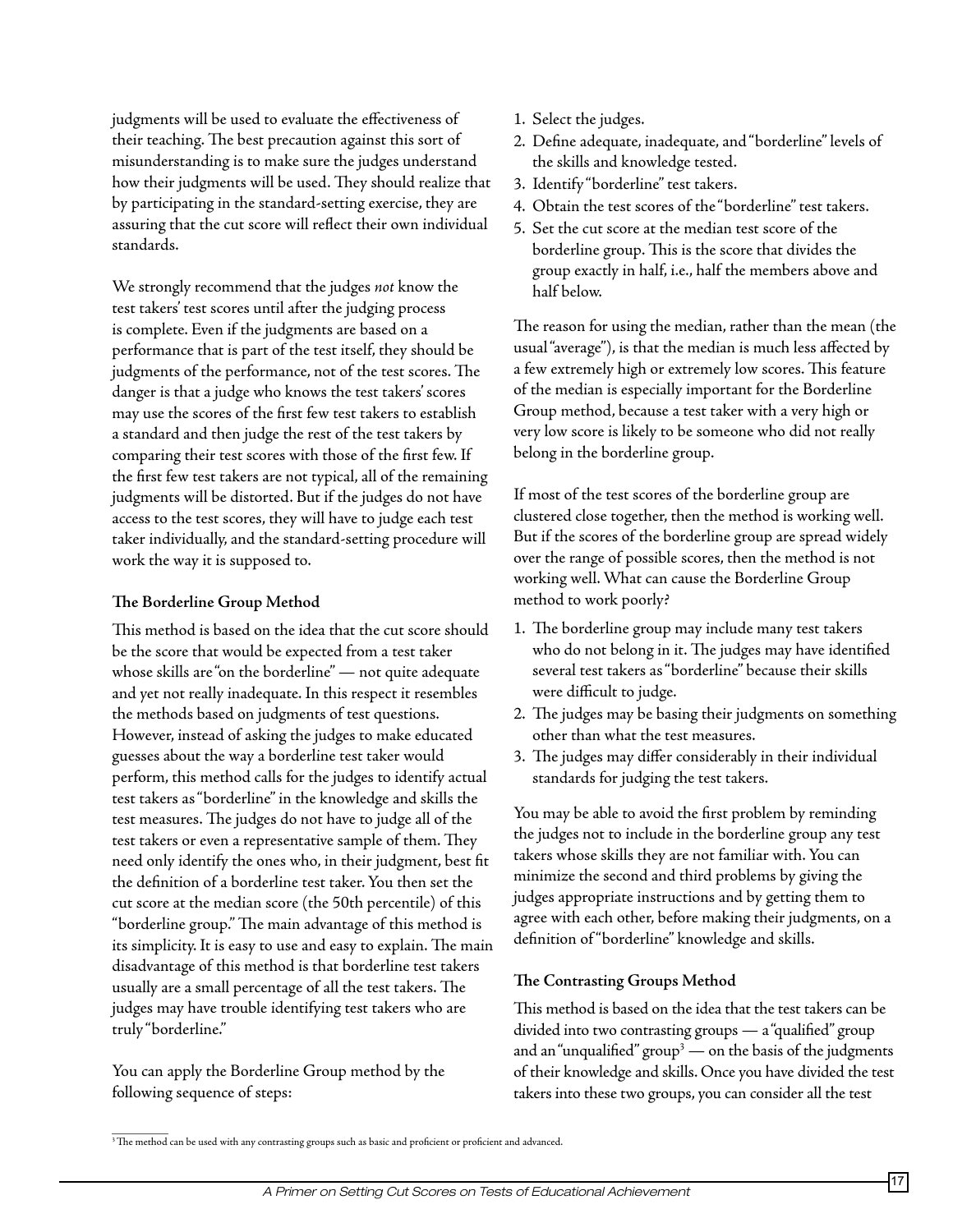judgments will be used to evaluate the effectiveness of their teaching. The best precaution against this sort of misunderstanding is to make sure the judges understand how their judgments will be used. They should realize that by participating in the standard-setting exercise, they are assuring that the cut score will reflect their own individual standards.

We strongly recommend that the judges *not* know the test takers' test scores until after the judging process is complete. Even if the judgments are based on a performance that is part of the test itself, they should be judgments of the performance, not of the test scores. The danger is that a judge who knows the test takers' scores may use the scores of the first few test takers to establish a standard and then judge the rest of the test takers by comparing their test scores with those of the first few. If the first few test takers are not typical, all of the remaining judgments will be distorted. But if the judges do not have access to the test scores, they will have to judge each test taker individually, and the standard-setting procedure will work the way it is supposed to.

### The Borderline Group Method

This method is based on the idea that the cut score should be the score that would be expected from a test taker whose skills are "on the borderline" — not quite adequate and yet not really inadequate. In this respect it resembles the methods based on judgments of test questions. However, instead of asking the judges to make educated guesses about the way a borderline test taker would perform, this method calls for the judges to identify actual test takers as "borderline" in the knowledge and skills the test measures. The judges do not have to judge all of the test takers or even a representative sample of them. They need only identify the ones who, in their judgment, best fit the definition of a borderline test taker. You then set the cut score at the median score (the 50th percentile) of this "borderline group." The main advantage of this method is its simplicity. It is easy to use and easy to explain. The main disadvantage of this method is that borderline test takers usually are a small percentage of all the test takers. The judges may have trouble identifying test takers who are truly "borderline."

You can apply the Borderline Group method by the following sequence of steps:

1. Select the judges.
2. Define adequate, inadequate, and "borderline" levels of the skills and knowledge tested.
3. Identify "borderline" test takers.
4. Obtain the test scores of the "borderline" test takers.
5. Set the cut score at the median test score of the borderline group. This is the score that divides the group exactly in half, i.e., half the members above and half below.

The reason for using the median, rather than the mean (the usual "average"), is that the median is much less affected by a few extremely high or extremely low scores. This feature of the median is especially important for the Borderline Group method, because a test taker with a very high or very low score is likely to be someone who did not really belong in the borderline group.

If most of the test scores of the borderline group are clustered close together, then the method is working well. But if the scores of the borderline group are spread widely over the range of possible scores, then the method is not working well. What can cause the Borderline Group method to work poorly?

1. The borderline group may include many test takers who do not belong in it. The judges may have identified several test takers as "borderline" because their skills were difficult to judge.
2. The judges may be basing their judgments on something other than what the test measures.
3. The judges may differ considerably in their individual standards for judging the test takers.

You may be able to avoid the first problem by reminding the judges not to include in the borderline group any test takers whose skills they are not familiar with. You can minimize the second and third problems by giving the judges appropriate instructions and by getting them to agree with each other, before making their judgments, on a definition of "borderline" knowledge and skills.

### The Contrasting Groups Method

This method is based on the idea that the test takers can be divided into two contrasting groups — a "qualified" group and an "unqualified" group[3] — on the basis of the judgments of their knowledge and skills. Once you have divided the test takers into these two groups, you can consider all the test

[3] The method can be used with any contrasting groups such as basic and proficient or proficient and advanced.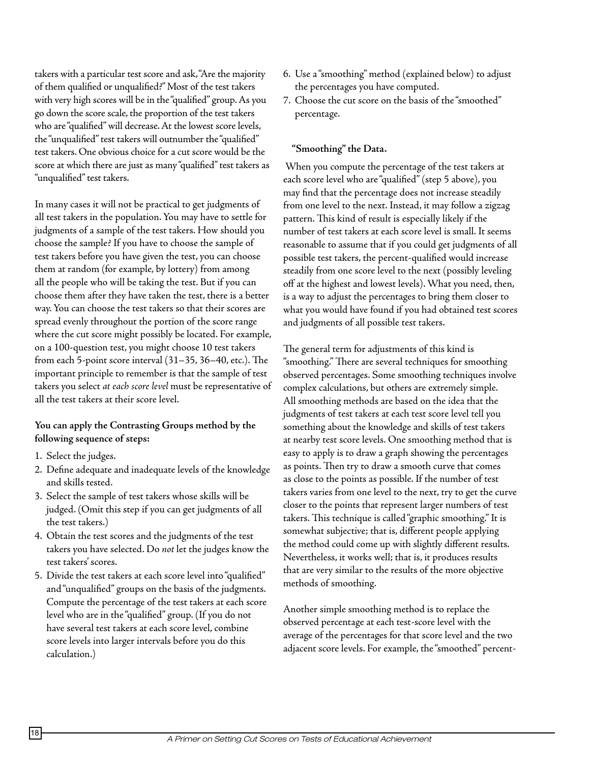takers with a particular test score and ask, "Are the majority of them qualified or unqualified?" Most of the test takers with very high scores will be in the "qualified" group. As you go down the score scale, the proportion of the test takers who are "qualified" will decrease. At the lowest score levels, the "unqualified" test takers will outnumber the "qualified" test takers. One obvious choice for a cut score would be the score at which there are just as many "qualified" test takers as "unqualified" test takers.

In many cases it will not be practical to get judgments of all test takers in the population. You may have to settle for judgments of a sample of the test takers. How should you choose the sample? If you have to choose the sample of test takers before you have given the test, you can choose them at random (for example, by lottery) from among all the people who will be taking the test. But if you can choose them after they have taken the test, there is a better way. You can choose the test takers so that their scores are spread evenly throughout the portion of the score range where the cut score might possibly be located. For example, on a 100-question test, you might choose 10 test takers from each 5-point score interval (31–35, 36–40, etc.). The important principle to remember is that the sample of test takers you select *at each score level* must be representative of all the test takers at their score level.

**You can apply the Contrasting Groups method by the following sequence of steps:**

1. Select the judges.
2. Define adequate and inadequate levels of the knowledge and skills tested.
3. Select the sample of test takers whose skills will be judged. (Omit this step if you can get judgments of all the test takers.)
4. Obtain the test scores and the judgments of the test takers you have selected. Do *not* let the judges know the test takers' scores.
5. Divide the test takers at each score level into "qualified" and "unqualified" groups on the basis of the judgments. Compute the percentage of the test takers at each score level who are in the "qualified" group. (If you do not have several test takers at each score level, combine score levels into larger intervals before you do this calculation.)
6. Use a "smoothing" method (explained below) to adjust the percentages you have computed.
7. Choose the cut score on the basis of the "smoothed" percentage.

**"Smoothing" the Data.**

When you compute the percentage of the test takers at each score level who are "qualified" (step 5 above), you may find that the percentage does not increase steadily from one level to the next. Instead, it may follow a zigzag pattern. This kind of result is especially likely if the number of test takers at each score level is small. It seems reasonable to assume that if you could get judgments of all possible test takers, the percent-qualified would increase steadily from one score level to the next (possibly leveling off at the highest and lowest levels). What you need, then, is a way to adjust the percentages to bring them closer to what you would have found if you had obtained test scores and judgments of all possible test takers.

The general term for adjustments of this kind is "smoothing." There are several techniques for smoothing observed percentages. Some smoothing techniques involve complex calculations, but others are extremely simple. All smoothing methods are based on the idea that the judgments of test takers at each test score level tell you something about the knowledge and skills of test takers at nearby test score levels. One smoothing method that is easy to apply is to draw a graph showing the percentages as points. Then try to draw a smooth curve that comes as close to the points as possible. If the number of test takers varies from one level to the next, try to get the curve closer to the points that represent larger numbers of test takers. This technique is called "graphic smoothing." It is somewhat subjective; that is, different people applying the method could come up with slightly different results. Nevertheless, it works well; that is, it produces results that are very similar to the results of the more objective methods of smoothing.

Another simple smoothing method is to replace the observed percentage at each test-score level with the average of the percentages for that score level and the two adjacent score levels. For example, the "smoothed" percent-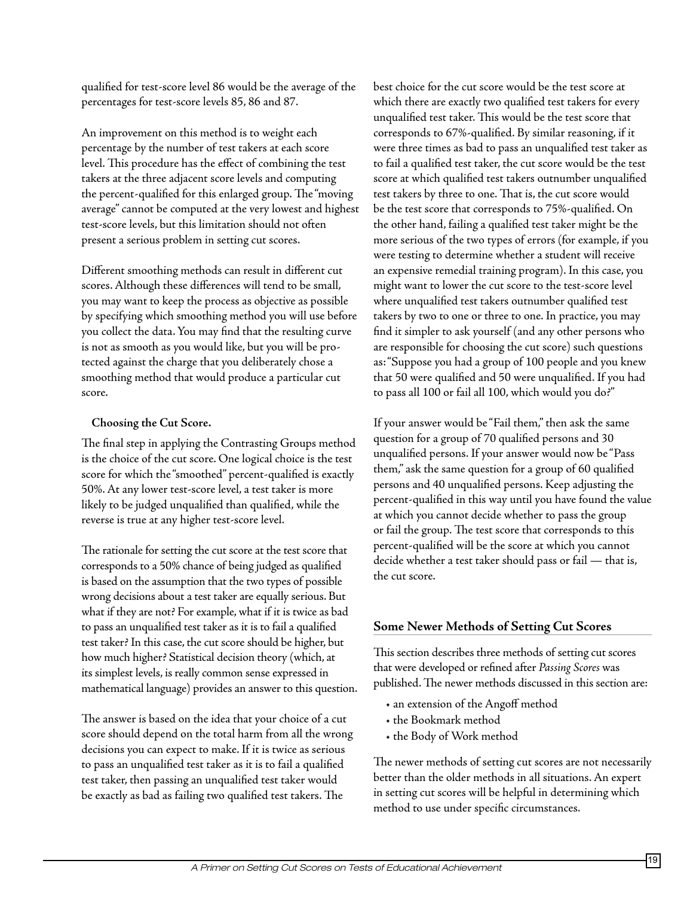qualified for test-score level 86 would be the average of the percentages for test-score levels 85, 86 and 87.

An improvement on this method is to weight each percentage by the number of test takers at each score level. This procedure has the effect of combining the test takers at the three adjacent score levels and computing the percent-qualified for this enlarged group. The "moving average" cannot be computed at the very lowest and highest test-score levels, but this limitation should not often present a serious problem in setting cut scores.

Different smoothing methods can result in different cut scores. Although these differences will tend to be small, you may want to keep the process as objective as possible by specifying which smoothing method you will use before you collect the data. You may find that the resulting curve is not as smooth as you would like, but you will be protected against the charge that you deliberately chose a smoothing method that would produce a particular cut score.

**Choosing the Cut Score.**

The final step in applying the Contrasting Groups method is the choice of the cut score. One logical choice is the test score for which the "smoothed" percent-qualified is exactly 50%. At any lower test-score level, a test taker is more likely to be judged unqualified than qualified, while the reverse is true at any higher test-score level.

The rationale for setting the cut score at the test score that corresponds to a 50% chance of being judged as qualified is based on the assumption that the two types of possible wrong decisions about a test taker are equally serious. But what if they are not? For example, what if it is twice as bad to pass an unqualified test taker as it is to fail a qualified test taker? In this case, the cut score should be higher, but how much higher? Statistical decision theory (which, at its simplest levels, is really common sense expressed in mathematical language) provides an answer to this question.

The answer is based on the idea that your choice of a cut score should depend on the total harm from all the wrong decisions you can expect to make. If it is twice as serious to pass an unqualified test taker as it is to fail a qualified test taker, then passing an unqualified test taker would be exactly as bad as failing two qualified test takers. The best choice for the cut score would be the test score at which there are exactly two qualified test takers for every unqualified test taker. This would be the test score that corresponds to 67%-qualified. By similar reasoning, if it were three times as bad to pass an unqualified test taker as to fail a qualified test taker, the cut score would be the test score at which qualified test takers outnumber unqualified test takers by three to one. That is, the cut score would be the test score that corresponds to 75%-qualified. On the other hand, failing a qualified test taker might be the more serious of the two types of errors (for example, if you were testing to determine whether a student will receive an expensive remedial training program). In this case, you might want to lower the cut score to the test-score level where unqualified test takers outnumber qualified test takers by two to one or three to one. In practice, you may find it simpler to ask yourself (and any other persons who are responsible for choosing the cut score) such questions as: "Suppose you had a group of 100 people and you knew that 50 were qualified and 50 were unqualified. If you had to pass all 100 or fail all 100, which would you do?"

If your answer would be "Fail them," then ask the same question for a group of 70 qualified persons and 30 unqualified persons. If your answer would now be "Pass them," ask the same question for a group of 60 qualified persons and 40 unqualified persons. Keep adjusting the percent-qualified in this way until you have found the value at which you cannot decide whether to pass the group or fail the group. The test score that corresponds to this percent-qualified will be the score at which you cannot decide whether a test taker should pass or fail — that is, the cut score.

## Some Newer Methods of Setting Cut Scores

This section describes three methods of setting cut scores that were developed or refined after *Passing Scores* was published. The newer methods discussed in this section are:

- an extension of the Angoff method
- the Bookmark method
- the Body of Work method

The newer methods of setting cut scores are not necessarily better than the older methods in all situations. An expert in setting cut scores will be helpful in determining which method to use under specific circumstances.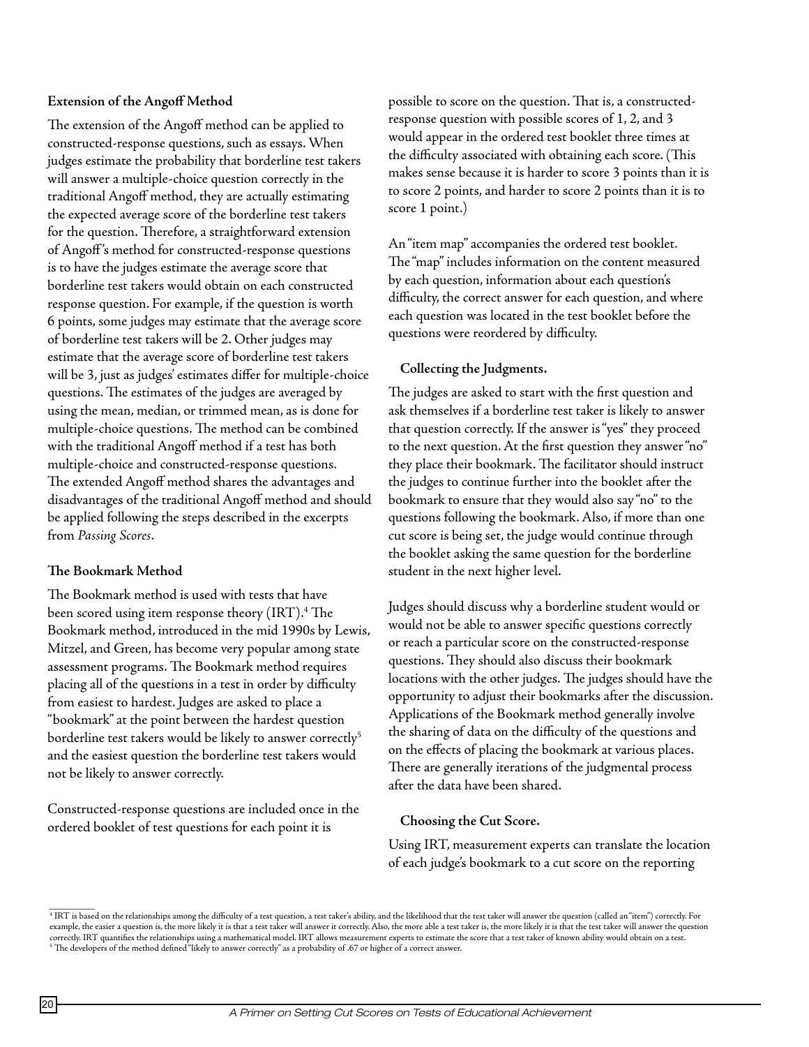### Extension of the Angoff Method

The extension of the Angoff method can be applied to constructed-response questions, such as essays. When judges estimate the probability that borderline test takers will answer a multiple-choice question correctly in the traditional Angoff method, they are actually estimating the expected average score of the borderline test takers for the question. Therefore, a straightforward extension of Angoff's method for constructed-response questions is to have the judges estimate the average score that borderline test takers would obtain on each constructed response question. For example, if the question is worth 6 points, some judges may estimate that the average score of borderline test takers will be 2. Other judges may estimate that the average score of borderline test takers will be 3, just as judges' estimates differ for multiple-choice questions. The estimates of the judges are averaged by using the mean, median, or trimmed mean, as is done for multiple-choice questions. The method can be combined with the traditional Angoff method if a test has both multiple-choice and constructed-response questions. The extended Angoff method shares the advantages and disadvantages of the traditional Angoff method and should be applied following the steps described in the excerpts from *Passing Scores*.

### The Bookmark Method

The Bookmark method is used with tests that have been scored using item response theory (IRT).[4] The Bookmark method, introduced in the mid 1990s by Lewis, Mitzel, and Green, has become very popular among state assessment programs. The Bookmark method requires placing all of the questions in a test in order by difficulty from easiest to hardest. Judges are asked to place a "bookmark" at the point between the hardest question borderline test takers would be likely to answer correctly[5] and the easiest question the borderline test takers would not be likely to answer correctly.

Constructed-response questions are included once in the ordered booklet of test questions for each point it is possible to score on the question. That is, a constructed-response question with possible scores of 1, 2, and 3 would appear in the ordered test booklet three times at the difficulty associated with obtaining each score. (This makes sense because it is harder to score 3 points than it is to score 2 points, and harder to score 2 points than it is to score 1 point.)

An "item map" accompanies the ordered test booklet. The "map" includes information on the content measured by each question, information about each question's difficulty, the correct answer for each question, and where each question was located in the test booklet before the questions were reordered by difficulty.

#### Collecting the Judgments.

The judges are asked to start with the first question and ask themselves if a borderline test taker is likely to answer that question correctly. If the answer is "yes" they proceed to the next question. At the first question they answer "no" they place their bookmark. The facilitator should instruct the judges to continue further into the booklet after the bookmark to ensure that they would also say "no" to the questions following the bookmark. Also, if more than one cut score is being set, the judge would continue through the booklet asking the same question for the borderline student in the next higher level.

Judges should discuss why a borderline student would or would not be able to answer specific questions correctly or reach a particular score on the constructed-response questions. They should also discuss their bookmark locations with the other judges. The judges should have the opportunity to adjust their bookmarks after the discussion. Applications of the Bookmark method generally involve the sharing of data on the difficulty of the questions and on the effects of placing the bookmark at various places. There are generally iterations of the judgmental process after the data have been shared.

#### Choosing the Cut Score.

Using IRT, measurement experts can translate the location of each judge's bookmark to a cut score on the reporting

---

[4] IRT is based on the relationships among the difficulty of a test question, a test taker's ability, and the likelihood that the test taker will answer the question (called an "item") correctly. For example, the easier a question is, the more likely it is that a test taker will answer it correctly. Also, the more able a test taker is, the more likely it is that the test taker will answer the question correctly. IRT quantifies the relationships using a mathematical model. IRT allows measurement experts to estimate the score that a test taker of known ability would obtain on a test.

[5] The developers of the method defined "likely to answer correctly" as a probability of .67 or higher of a correct answer.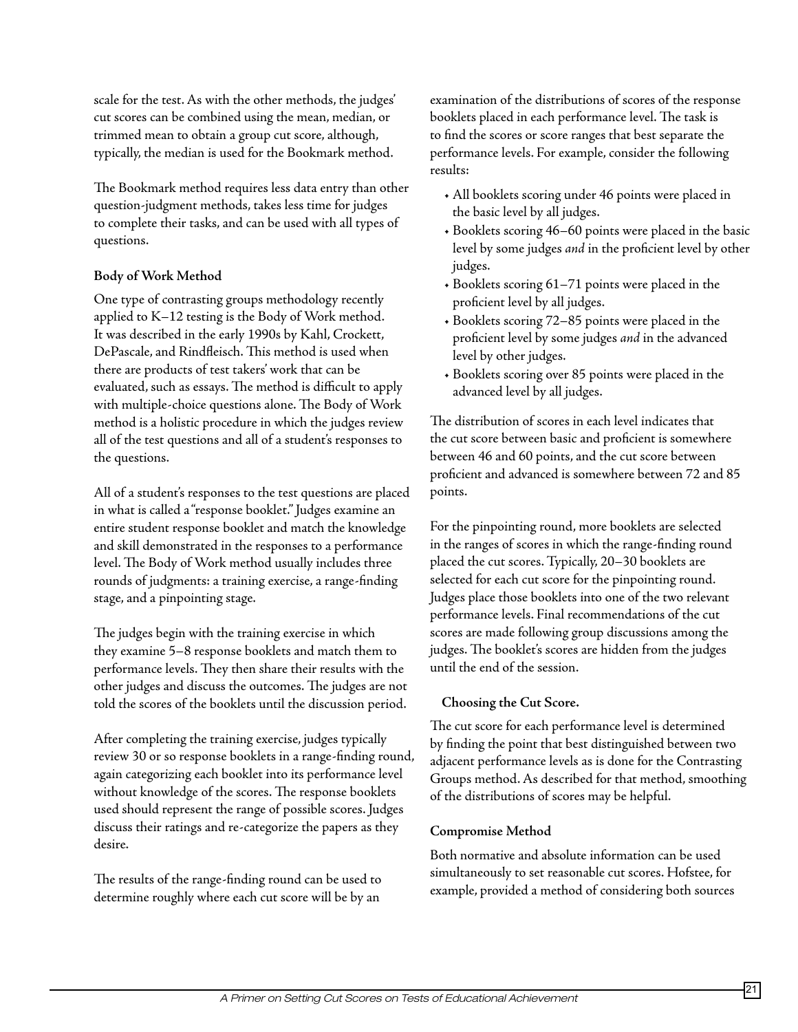scale for the test. As with the other methods, the judges' cut scores can be combined using the mean, median, or trimmed mean to obtain a group cut score, although, typically, the median is used for the Bookmark method.

The Bookmark method requires less data entry than other question-judgment methods, takes less time for judges to complete their tasks, and can be used with all types of questions.

### Body of Work Method

One type of contrasting groups methodology recently applied to K–12 testing is the Body of Work method. It was described in the early 1990s by Kahl, Crockett, DePascale, and Rindfleisch. This method is used when there are products of test takers' work that can be evaluated, such as essays. The method is difficult to apply with multiple-choice questions alone. The Body of Work method is a holistic procedure in which the judges review all of the test questions and all of a student's responses to the questions.

All of a student's responses to the test questions are placed in what is called a "response booklet." Judges examine an entire student response booklet and match the knowledge and skill demonstrated in the responses to a performance level. The Body of Work method usually includes three rounds of judgments: a training exercise, a range-finding stage, and a pinpointing stage.

The judges begin with the training exercise in which they examine 5–8 response booklets and match them to performance levels. They then share their results with the other judges and discuss the outcomes. The judges are not told the scores of the booklets until the discussion period.

After completing the training exercise, judges typically review 30 or so response booklets in a range-finding round, again categorizing each booklet into its performance level without knowledge of the scores. The response booklets used should represent the range of possible scores. Judges discuss their ratings and re-categorize the papers as they desire.

The results of the range-finding round can be used to determine roughly where each cut score will be by an examination of the distributions of scores of the response booklets placed in each performance level. The task is to find the scores or score ranges that best separate the performance levels. For example, consider the following results:

- All booklets scoring under 46 points were placed in the basic level by all judges.
- Booklets scoring 46–60 points were placed in the basic level by some judges *and* in the proficient level by other judges.
- Booklets scoring 61–71 points were placed in the proficient level by all judges.
- Booklets scoring 72–85 points were placed in the proficient level by some judges *and* in the advanced level by other judges.
- Booklets scoring over 85 points were placed in the advanced level by all judges.

The distribution of scores in each level indicates that the cut score between basic and proficient is somewhere between 46 and 60 points, and the cut score between proficient and advanced is somewhere between 72 and 85 points.

For the pinpointing round, more booklets are selected in the ranges of scores in which the range-finding round placed the cut scores. Typically, 20–30 booklets are selected for each cut score for the pinpointing round. Judges place those booklets into one of the two relevant performance levels. Final recommendations of the cut scores are made following group discussions among the judges. The booklet's scores are hidden from the judges until the end of the session.

#### Choosing the Cut Score.

The cut score for each performance level is determined by finding the point that best distinguished between two adjacent performance levels as is done for the Contrasting Groups method. As described for that method, smoothing of the distributions of scores may be helpful.

### Compromise Method

Both normative and absolute information can be used simultaneously to set reasonable cut scores. Hofstee, for example, provided a method of considering both sources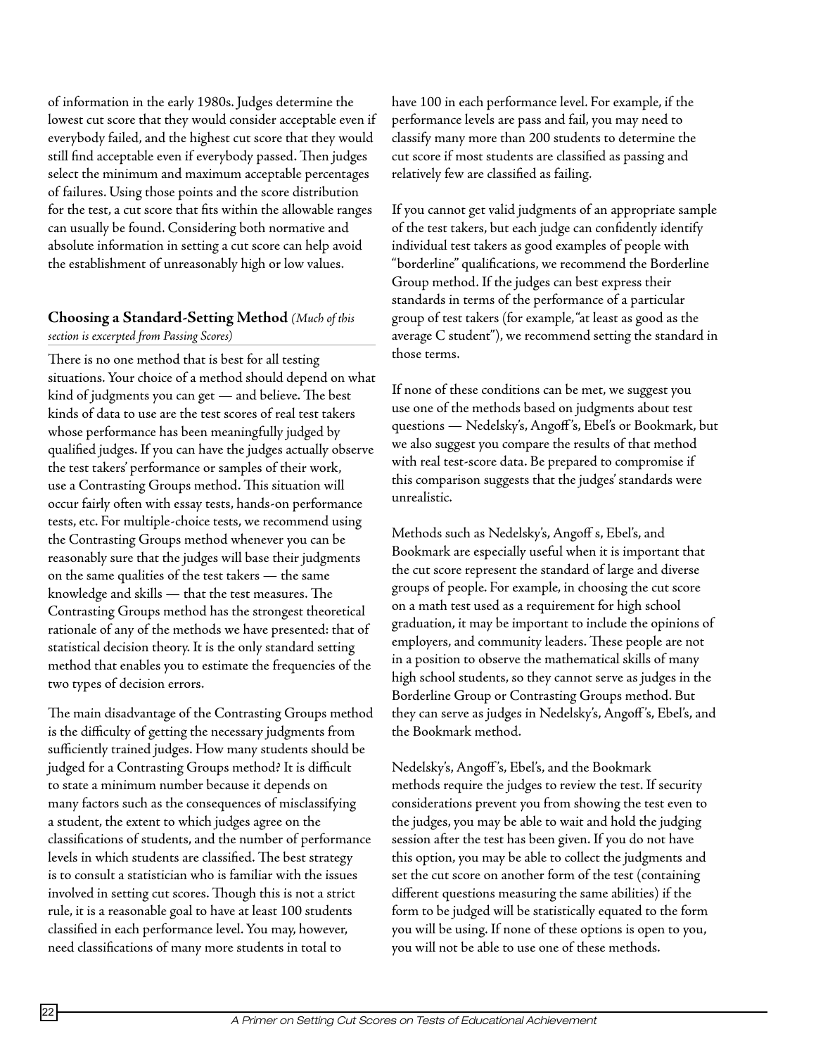of information in the early 1980s. Judges determine the lowest cut score that they would consider acceptable even if everybody failed, and the highest cut score that they would still find acceptable even if everybody passed. Then judges select the minimum and maximum acceptable percentages of failures. Using those points and the score distribution for the test, a cut score that fits within the allowable ranges can usually be found. Considering both normative and absolute information in setting a cut score can help avoid the establishment of unreasonably high or low values.

## Choosing a Standard-Setting Method *(Much of this section is excerpted from Passing Scores)*

There is no one method that is best for all testing situations. Your choice of a method should depend on what kind of judgments you can get — and believe. The best kinds of data to use are the test scores of real test takers whose performance has been meaningfully judged by qualified judges. If you can have the judges actually observe the test takers' performance or samples of their work, use a Contrasting Groups method. This situation will occur fairly often with essay tests, hands-on performance tests, etc. For multiple-choice tests, we recommend using the Contrasting Groups method whenever you can be reasonably sure that the judges will base their judgments on the same qualities of the test takers — the same knowledge and skills — that the test measures. The Contrasting Groups method has the strongest theoretical rationale of any of the methods we have presented: that of statistical decision theory. It is the only standard setting method that enables you to estimate the frequencies of the two types of decision errors.

The main disadvantage of the Contrasting Groups method is the difficulty of getting the necessary judgments from sufficiently trained judges. How many students should be judged for a Contrasting Groups method? It is difficult to state a minimum number because it depends on many factors such as the consequences of misclassifying a student, the extent to which judges agree on the classifications of students, and the number of performance levels in which students are classified. The best strategy is to consult a statistician who is familiar with the issues involved in setting cut scores. Though this is not a strict rule, it is a reasonable goal to have at least 100 students classified in each performance level. You may, however, need classifications of many more students in total to have 100 in each performance level. For example, if the performance levels are pass and fail, you may need to classify many more than 200 students to determine the cut score if most students are classified as passing and relatively few are classified as failing.

If you cannot get valid judgments of an appropriate sample of the test takers, but each judge can confidently identify individual test takers as good examples of people with "borderline" qualifications, we recommend the Borderline Group method. If the judges can best express their standards in terms of the performance of a particular group of test takers (for example, "at least as good as the average C student"), we recommend setting the standard in those terms.

If none of these conditions can be met, we suggest you use one of the methods based on judgments about test questions — Nedelsky's, Angoff's, Ebel's or Bookmark, but we also suggest you compare the results of that method with real test-score data. Be prepared to compromise if this comparison suggests that the judges' standards were unrealistic.

Methods such as Nedelsky's, Angoff s, Ebel's, and Bookmark are especially useful when it is important that the cut score represent the standard of large and diverse groups of people. For example, in choosing the cut score on a math test used as a requirement for high school graduation, it may be important to include the opinions of employers, and community leaders. These people are not in a position to observe the mathematical skills of many high school students, so they cannot serve as judges in the Borderline Group or Contrasting Groups method. But they can serve as judges in Nedelsky's, Angoff's, Ebel's, and the Bookmark method.

Nedelsky's, Angoff's, Ebel's, and the Bookmark methods require the judges to review the test. If security considerations prevent you from showing the test even to the judges, you may be able to wait and hold the judging session after the test has been given. If you do not have this option, you may be able to collect the judgments and set the cut score on another form of the test (containing different questions measuring the same abilities) if the form to be judged will be statistically equated to the form you will be using. If none of these options is open to you, you will not be able to use one of these methods.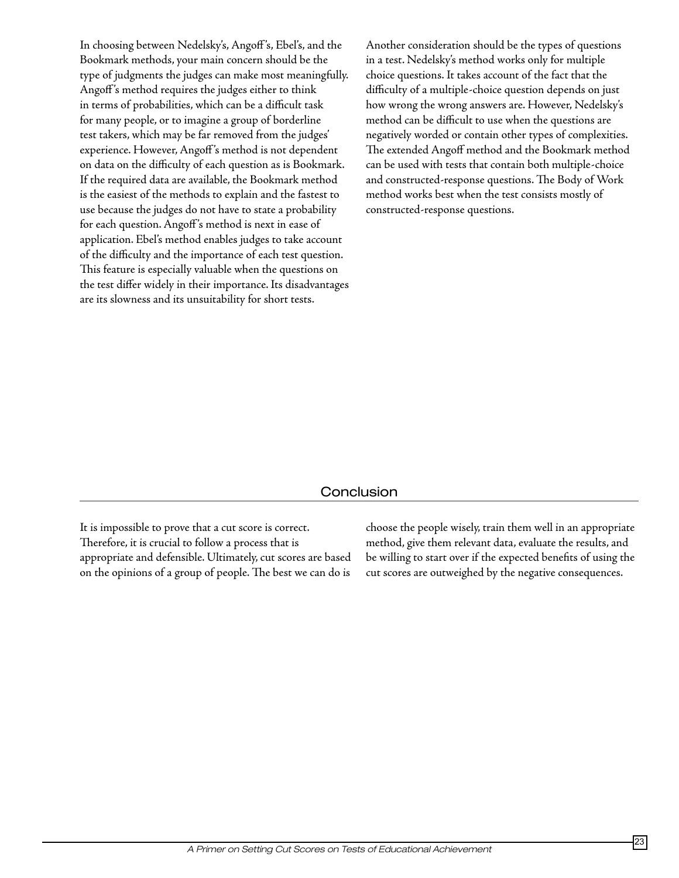In choosing between Nedelsky's, Angoff's, Ebel's, and the Bookmark methods, your main concern should be the type of judgments the judges can make most meaningfully. Angoff's method requires the judges either to think in terms of probabilities, which can be a difficult task for many people, or to imagine a group of borderline test takers, which may be far removed from the judges' experience. However, Angoff's method is not dependent on data on the difficulty of each question as is Bookmark. If the required data are available, the Bookmark method is the easiest of the methods to explain and the fastest to use because the judges do not have to state a probability for each question. Angoff's method is next in ease of application. Ebel's method enables judges to take account of the difficulty and the importance of each test question. This feature is especially valuable when the questions on the test differ widely in their importance. Its disadvantages are its slowness and its unsuitability for short tests.

Another consideration should be the types of questions in a test. Nedelsky's method works only for multiple choice questions. It takes account of the fact that the difficulty of a multiple-choice question depends on just how wrong the wrong answers are. However, Nedelsky's method can be difficult to use when the questions are negatively worded or contain other types of complexities. The extended Angoff method and the Bookmark method can be used with tests that contain both multiple-choice and constructed-response questions. The Body of Work method works best when the test consists mostly of constructed-response questions.

## Conclusion

It is impossible to prove that a cut score is correct. Therefore, it is crucial to follow a process that is appropriate and defensible. Ultimately, cut scores are based on the opinions of a group of people. The best we can do is choose the people wisely, train them well in an appropriate method, give them relevant data, evaluate the results, and be willing to start over if the expected benefits of using the cut scores are outweighed by the negative consequences.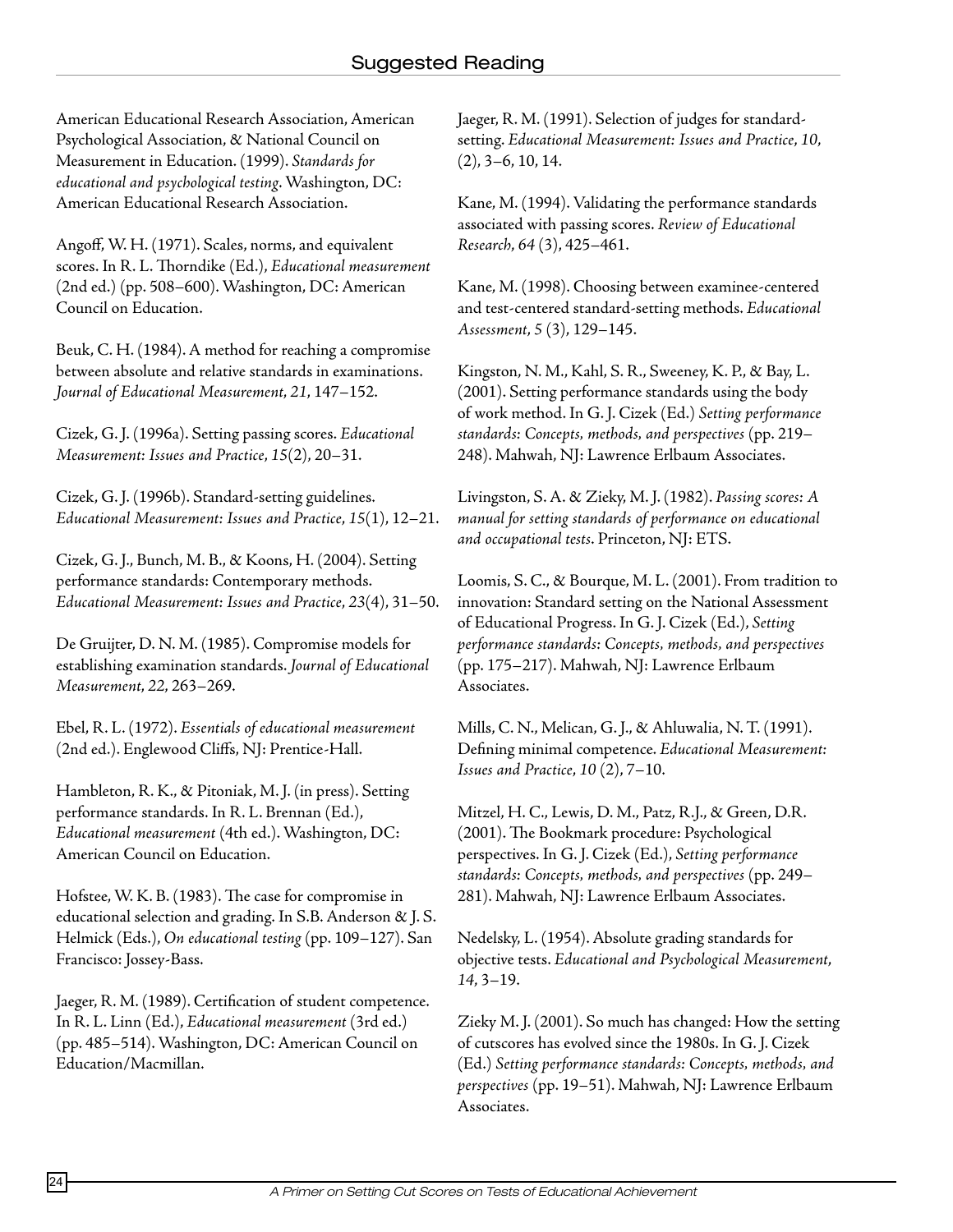## Suggested Reading

American Educational Research Association, American Psychological Association, & National Council on Measurement in Education. (1999). *Standards for educational and psychological testing*. Washington, DC: American Educational Research Association.

Angoff, W. H. (1971). Scales, norms, and equivalent scores. In R. L. Thorndike (Ed.), *Educational measurement* (2nd ed.) (pp. 508–600). Washington, DC: American Council on Education.

Beuk, C. H. (1984). A method for reaching a compromise between absolute and relative standards in examinations. *Journal of Educational Measurement*, *21*, 147–152.

Cizek, G. J. (1996a). Setting passing scores. *Educational Measurement: Issues and Practice*, *15*(2), 20–31.

Cizek, G. J. (1996b). Standard-setting guidelines. *Educational Measurement: Issues and Practice*, *15*(1), 12–21.

Cizek, G. J., Bunch, M. B., & Koons, H. (2004). Setting performance standards: Contemporary methods. *Educational Measurement: Issues and Practice*, *23*(4), 31–50.

De Gruijter, D. N. M. (1985). Compromise models for establishing examination standards. *Journal of Educational Measurement*, *22*, 263–269.

Ebel, R. L. (1972). *Essentials of educational measurement* (2nd ed.). Englewood Cliffs, NJ: Prentice-Hall.

Hambleton, R. K., & Pitoniak, M. J. (in press). Setting performance standards. In R. L. Brennan (Ed.), *Educational measurement* (4th ed.). Washington, DC: American Council on Education.

Hofstee, W. K. B. (1983). The case for compromise in educational selection and grading. In S.B. Anderson & J. S. Helmick (Eds.), *On educational testing* (pp. 109–127). San Francisco: Jossey-Bass.

Jaeger, R. M. (1989). Certification of student competence. In R. L. Linn (Ed.), *Educational measurement* (3rd ed.) (pp. 485–514). Washington, DC: American Council on Education/Macmillan.

Jaeger, R. M. (1991). Selection of judges for standard-setting. *Educational Measurement: Issues and Practice*, *10*, (2), 3–6, 10, 14.

Kane, M. (1994). Validating the performance standards associated with passing scores. *Review of Educational Research*, *64* (3), 425–461.

Kane, M. (1998). Choosing between examinee-centered and test-centered standard-setting methods. *Educational Assessment*, *5* (3), 129–145.

Kingston, N. M., Kahl, S. R., Sweeney, K. P., & Bay, L. (2001). Setting performance standards using the body of work method. In G. J. Cizek (Ed.) *Setting performance standards: Concepts, methods, and perspectives* (pp. 219–248). Mahwah, NJ: Lawrence Erlbaum Associates.

Livingston, S. A. & Zieky, M. J. (1982). *Passing scores: A manual for setting standards of performance on educational and occupational tests*. Princeton, NJ: ETS.

Loomis, S. C., & Bourque, M. L. (2001). From tradition to innovation: Standard setting on the National Assessment of Educational Progress. In G. J. Cizek (Ed.), *Setting performance standards: Concepts, methods, and perspectives* (pp. 175–217). Mahwah, NJ: Lawrence Erlbaum Associates.

Mills, C. N., Melican, G. J., & Ahluwalia, N. T. (1991). Defining minimal competence. *Educational Measurement: Issues and Practice*, *10* (2), 7–10.

Mitzel, H. C., Lewis, D. M., Patz, R.J., & Green, D.R. (2001). The Bookmark procedure: Psychological perspectives. In G. J. Cizek (Ed.), *Setting performance standards: Concepts, methods, and perspectives* (pp. 249–281). Mahwah, NJ: Lawrence Erlbaum Associates.

Nedelsky, L. (1954). Absolute grading standards for objective tests. *Educational and Psychological Measurement*, *14*, 3–19.

Zieky M. J. (2001). So much has changed: How the setting of cutscores has evolved since the 1980s. In G. J. Cizek (Ed.) *Setting performance standards: Concepts, methods, and perspectives* (pp. 19–51). Mahwah, NJ: Lawrence Erlbaum Associates.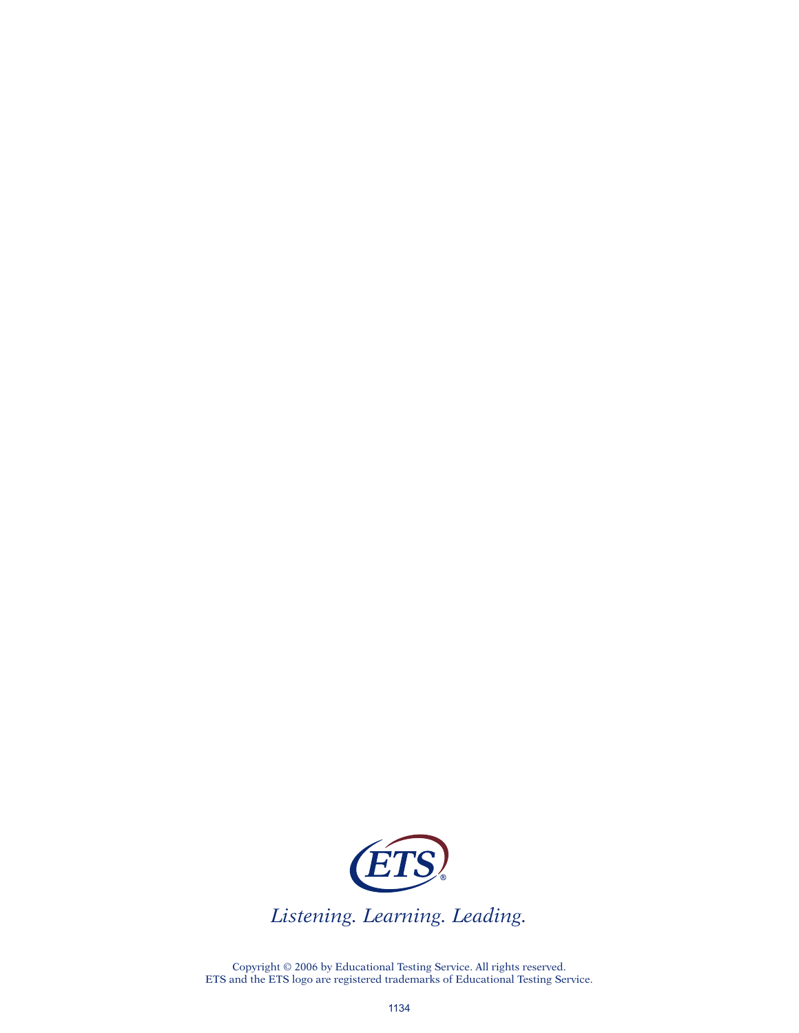ETS®

*Listening. Learning. Leading.*

Copyright © 2006 by Educational Testing Service. All rights reserved.
ETS and the ETS logo are registered trademarks of Educational Testing Service.

1134